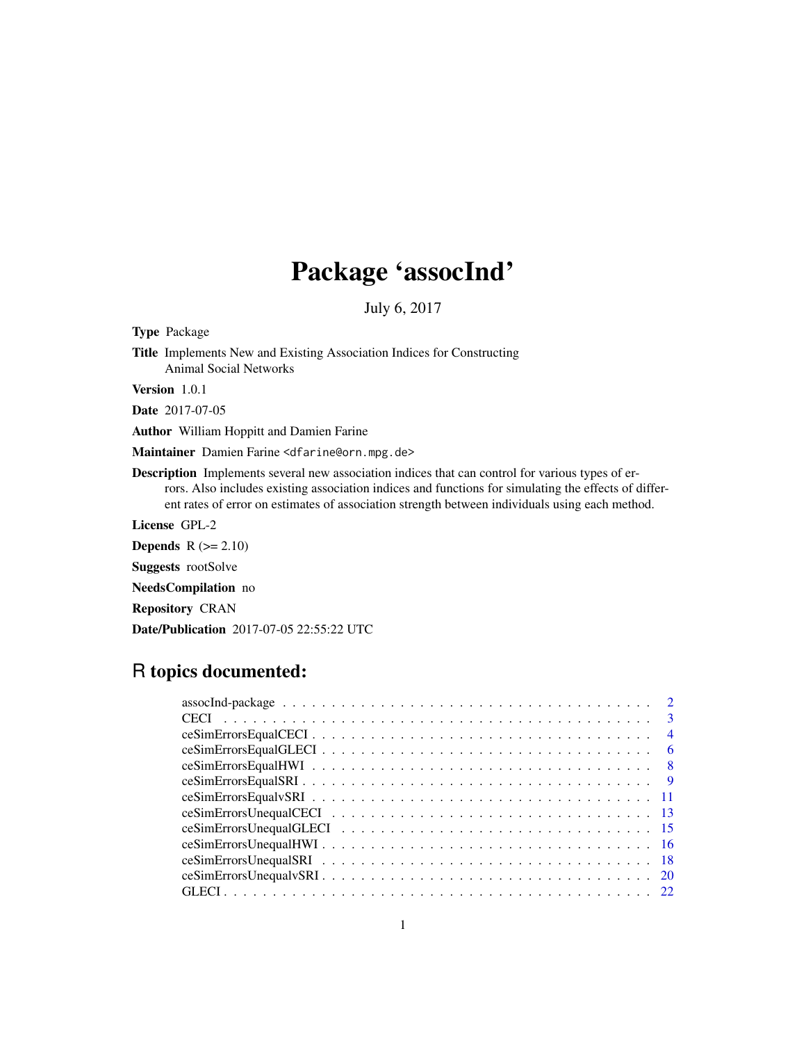# Package 'assocInd'

July 6, 2017

**Type** Package

**Title** Implements New and Existing Association Indices for Constructing Animal Social Networks

**Version** 1.0.1

**Date** 2017-07-05

**Author** William Hoppitt and Damien Farine

**Maintainer** Damien Farine <dfarine@orn.mpg.de>

**Description** Implements several new association indices that can control for various types of errors. Also includes existing association indices and functions for simulating the effects of different rates of error on estimates of association strength between individuals using each method.

**License** GPL-2

**Depends** R (>= 2.10)

**Suggests** rootSolve

**NeedsCompilation** no

**Repository** CRAN

**Date/Publication** 2017-07-05 22:55:22 UTC

## R topics documented:

| | |
|---|---|
| assocInd-package | 2 |
| CECI | 3 |
| ceSimErrorsEqualCECI | 4 |
| ceSimErrorsEqualGLECI | 6 |
| ceSimErrorsEqualHWI | 8 |
| ceSimErrorsEqualSRI | 9 |
| ceSimErrorsEqualvSRI | 11 |
| ceSimErrorsUnequalCECI | 13 |
| ceSimErrorsUnequalGLECI | 15 |
| ceSimErrorsUnequalHWI | 16 |
| ceSimErrorsUnequalSRI | 18 |
| ceSimErrorsUnequalvSRI | 20 |
| GLECI | 22 |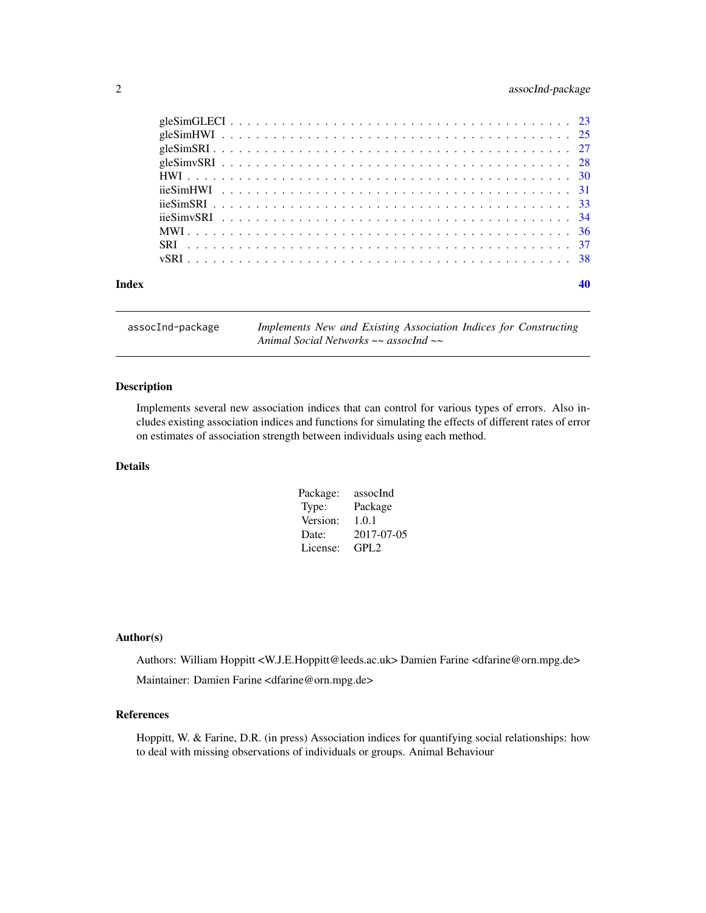gleSimGLECI . . . . . . . . . . . . . . . . . . . . . . . . . . . . . . . . . . . . . 23
gleSimHWI . . . . . . . . . . . . . . . . . . . . . . . . . . . . . . . . . . . . . . 25
gleSimSRI . . . . . . . . . . . . . . . . . . . . . . . . . . . . . . . . . . . . . . 27
gleSimvSRI . . . . . . . . . . . . . . . . . . . . . . . . . . . . . . . . . . . . . 28
HWI . . . . . . . . . . . . . . . . . . . . . . . . . . . . . . . . . . . . . . . . . 30
iieSimHWI . . . . . . . . . . . . . . . . . . . . . . . . . . . . . . . . . . . . . . 31
iieSimSRI . . . . . . . . . . . . . . . . . . . . . . . . . . . . . . . . . . . . . . 33
iieSimvSRI . . . . . . . . . . . . . . . . . . . . . . . . . . . . . . . . . . . . . 34
MWI . . . . . . . . . . . . . . . . . . . . . . . . . . . . . . . . . . . . . . . . . 36
SRI . . . . . . . . . . . . . . . . . . . . . . . . . . . . . . . . . . . . . . . . . 37
vSRI . . . . . . . . . . . . . . . . . . . . . . . . . . . . . . . . . . . . . . . . . 38

**Index** **40**

---

`assocInd-package` *Implements New and Existing Association Indices for Constructing Animal Social Networks ~~ assocInd ~~*

---

## Description

Implements several new association indices that can control for various types of errors. Also includes existing association indices and functions for simulating the effects of different rates of error on estimates of association strength between individuals using each method.

## Details

| | |
|---|---|
| Package: | assocInd |
| Type: | Package |
| Version: | 1.0.1 |
| Date: | 2017-07-05 |
| License: | GPL2 |

## Author(s)

Authors: William Hoppitt <W.J.E.Hoppitt@leeds.ac.uk> Damien Farine <dfarine@orn.mpg.de>

Maintainer: Damien Farine <dfarine@orn.mpg.de>

## References

Hoppitt, W. & Farine, D.R. (in press) Association indices for quantifying social relationships: how to deal with missing observations of individuals or groups. Animal Behaviour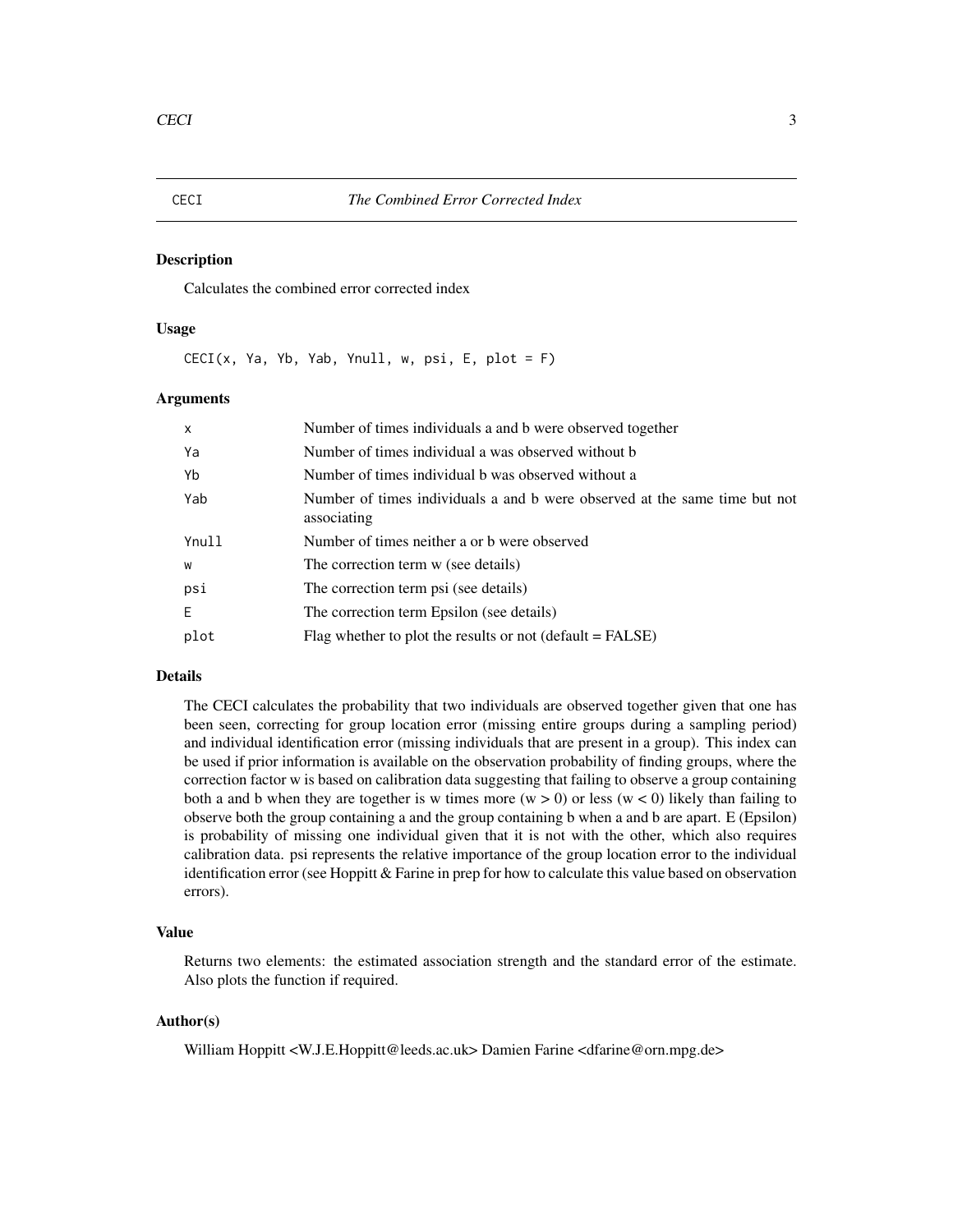# CECI — *The Combined Error Corrected Index*

## Description

Calculates the combined error corrected index

## Usage

```
CECI(x, Ya, Yb, Yab, Ynull, w, psi, E, plot = F)
```

## Arguments

| | |
|---|---|
| `x` | Number of times individuals a and b were observed together |
| `Ya` | Number of times individual a was observed without b |
| `Yb` | Number of times individual b was observed without a |
| `Yab` | Number of times individuals a and b were observed at the same time but not associating |
| `Ynull` | Number of times neither a or b were observed |
| `w` | The correction term w (see details) |
| `psi` | The correction term psi (see details) |
| `E` | The correction term Epsilon (see details) |
| `plot` | Flag whether to plot the results or not (default = FALSE) |

## Details

The CECI calculates the probability that two individuals are observed together given that one has been seen, correcting for group location error (missing entire groups during a sampling period) and individual identification error (missing individuals that are present in a group). This index can be used if prior information is available on the observation probability of finding groups, where the correction factor w is based on calibration data suggesting that failing to observe a group containing both a and b when they are together is w times more ($w > 0$) or less ($w < 0$) likely than failing to observe both the group containing a and the group containing b when a and b are apart. E (Epsilon) is probability of missing one individual given that it is not with the other, which also requires calibration data. psi represents the relative importance of the group location error to the individual identification error (see Hoppitt & Farine in prep for how to calculate this value based on observation errors).

## Value

Returns two elements: the estimated association strength and the standard error of the estimate. Also plots the function if required.

## Author(s)

William Hoppitt <W.J.E.Hoppitt@leeds.ac.uk> Damien Farine <dfarine@orn.mpg.de>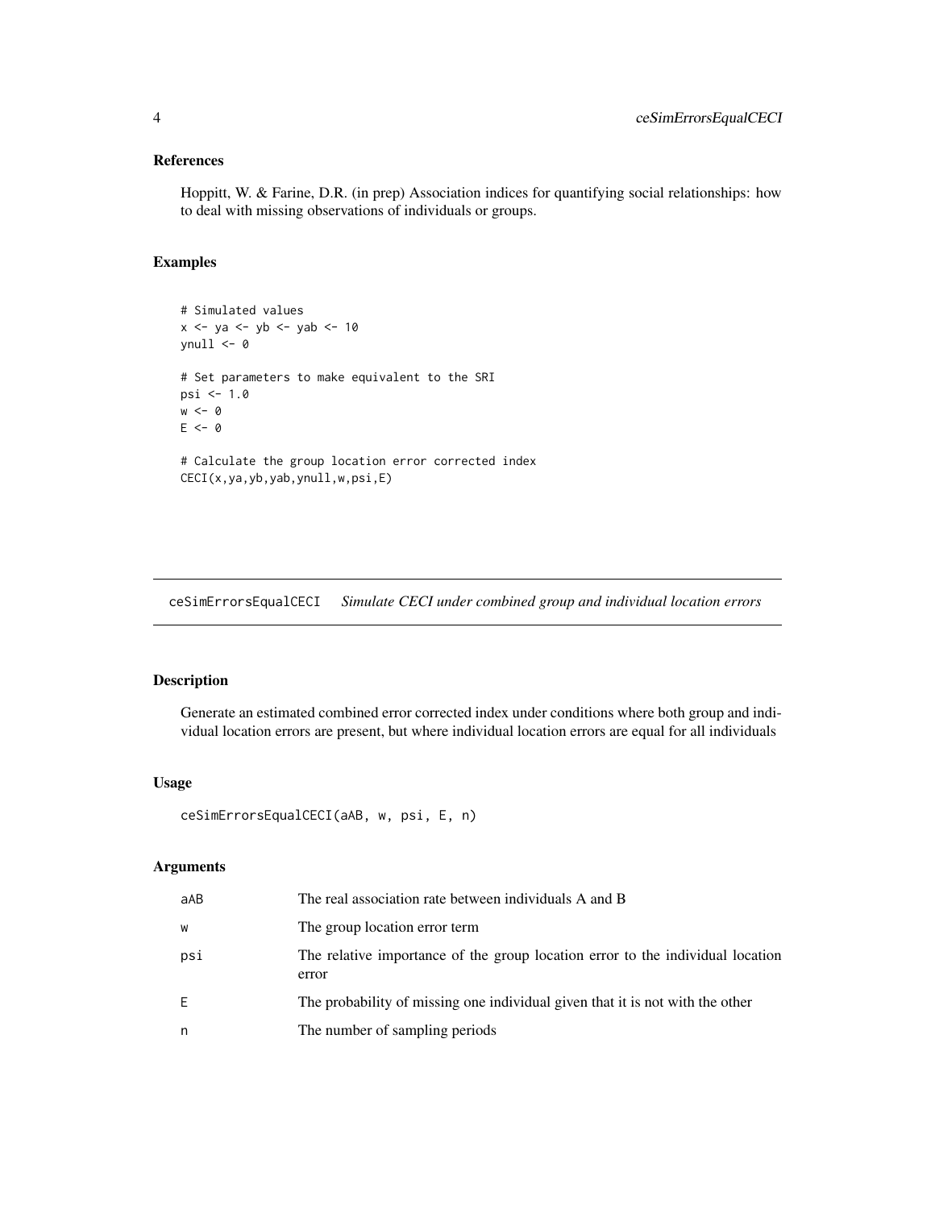### References

Hoppitt, W. & Farine, D.R. (in prep) Association indices for quantifying social relationships: how to deal with missing observations of individuals or groups.

### Examples

```
# Simulated values
x <- ya <- yb <- yab <- 10
ynull <- 0

# Set parameters to make equivalent to the SRI
psi <- 1.0
w <- 0
E <- 0

# Calculate the group location error corrected index
CECI(x,ya,yb,yab,ynull,w,psi,E)
```

---

## ceSimErrorsEqualCECI — *Simulate CECI under combined group and individual location errors*

### Description

Generate an estimated combined error corrected index under conditions where both group and individual location errors are present, but where individual location errors are equal for all individuals

### Usage

```
ceSimErrorsEqualCECI(aAB, w, psi, E, n)
```

### Arguments

| Argument | Description |
|---|---|
| aAB | The real association rate between individuals A and B |
| w | The group location error term |
| psi | The relative importance of the group location error to the individual location error |
| E | The probability of missing one individual given that it is not with the other |
| n | The number of sampling periods |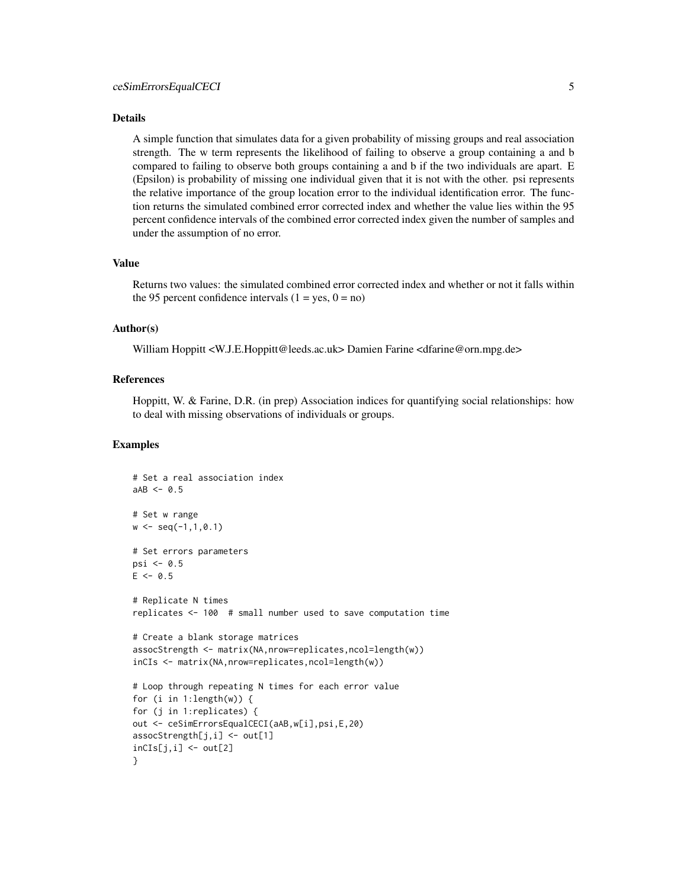### Details

A simple function that simulates data for a given probability of missing groups and real association strength. The w term represents the likelihood of failing to observe a group containing a and b compared to failing to observe both groups containing a and b if the two individuals are apart. E (Epsilon) is probability of missing one individual given that it is not with the other. psi represents the relative importance of the group location error to the individual identification error. The function returns the simulated combined error corrected index and whether the value lies within the 95 percent confidence intervals of the combined error corrected index given the number of samples and under the assumption of no error.

### Value

Returns two values: the simulated combined error corrected index and whether or not it falls within the 95 percent confidence intervals (1 = yes, 0 = no)

### Author(s)

William Hoppitt <W.J.E.Hoppitt@leeds.ac.uk> Damien Farine <dfarine@orn.mpg.de>

### References

Hoppitt, W. & Farine, D.R. (in prep) Association indices for quantifying social relationships: how to deal with missing observations of individuals or groups.

### Examples

```
# Set a real association index
aAB <- 0.5

# Set w range
w <- seq(-1,1,0.1)

# Set errors parameters
psi <- 0.5
E <- 0.5

# Replicate N times
replicates <- 100  # small number used to save computation time

# Create a blank storage matrices
assocStrength <- matrix(NA,nrow=replicates,ncol=length(w))
inCIs <- matrix(NA,nrow=replicates,ncol=length(w))

# Loop through repeating N times for each error value
for (i in 1:length(w)) {
for (j in 1:replicates) {
out <- ceSimErrorsEqualCECI(aAB,w[i],psi,E,20)
assocStrength[j,i] <- out[1]
inCIs[j,i] <- out[2]
}
```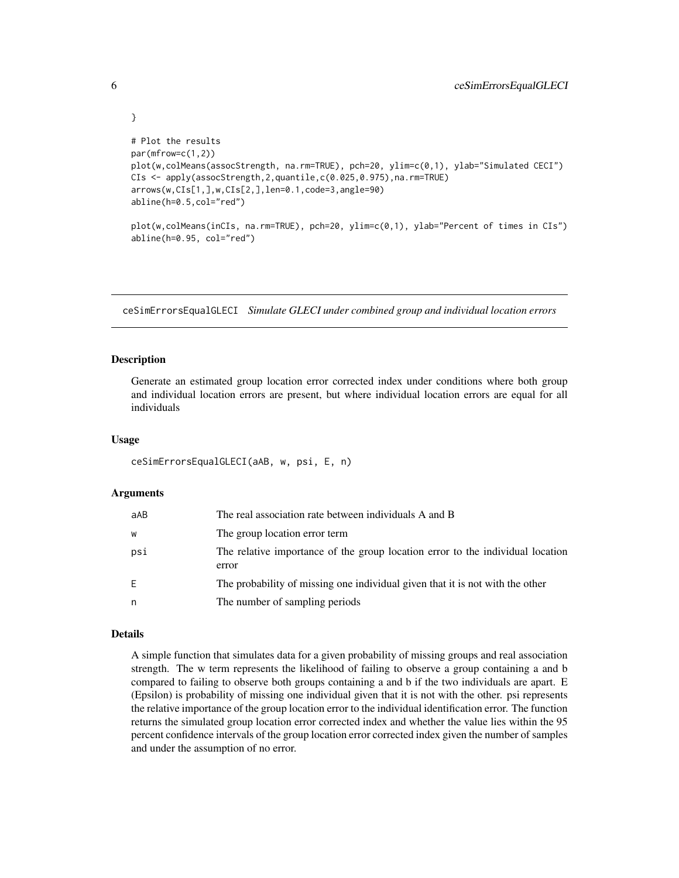```
}

# Plot the results
par(mfrow=c(1,2))
plot(w,colMeans(assocStrength, na.rm=TRUE), pch=20, ylim=c(0,1), ylab="Simulated CECI")
CIs <- apply(assocStrength,2,quantile,c(0.025,0.975),na.rm=TRUE)
arrows(w,CIs[1,],w,CIs[2,],len=0.1,code=3,angle=90)
abline(h=0.5,col="red")

plot(w,colMeans(inCIs, na.rm=TRUE), pch=20, ylim=c(0,1), ylab="Percent of times in CIs")
abline(h=0.95, col="red")
```

---

## ceSimErrorsEqualGLECI *Simulate GLECI under combined group and individual location errors*

### Description

Generate an estimated group location error corrected index under conditions where both group and individual location errors are present, but where individual location errors are equal for all individuals

### Usage

```
ceSimErrorsEqualGLECI(aAB, w, psi, E, n)
```

### Arguments

| | |
|---|---|
| aAB | The real association rate between individuals A and B |
| w | The group location error term |
| psi | The relative importance of the group location error to the individual location error |
| E | The probability of missing one individual given that it is not with the other |
| n | The number of sampling periods |

### Details

A simple function that simulates data for a given probability of missing groups and real association strength. The w term represents the likelihood of failing to observe a group containing a and b compared to failing to observe both groups containing a and b if the two individuals are apart. E (Epsilon) is probability of missing one individual given that it is not with the other. psi represents the relative importance of the group location error to the individual identification error. The function returns the simulated group location error corrected index and whether the value lies within the 95 percent confidence intervals of the group location error corrected index given the number of samples and under the assumption of no error.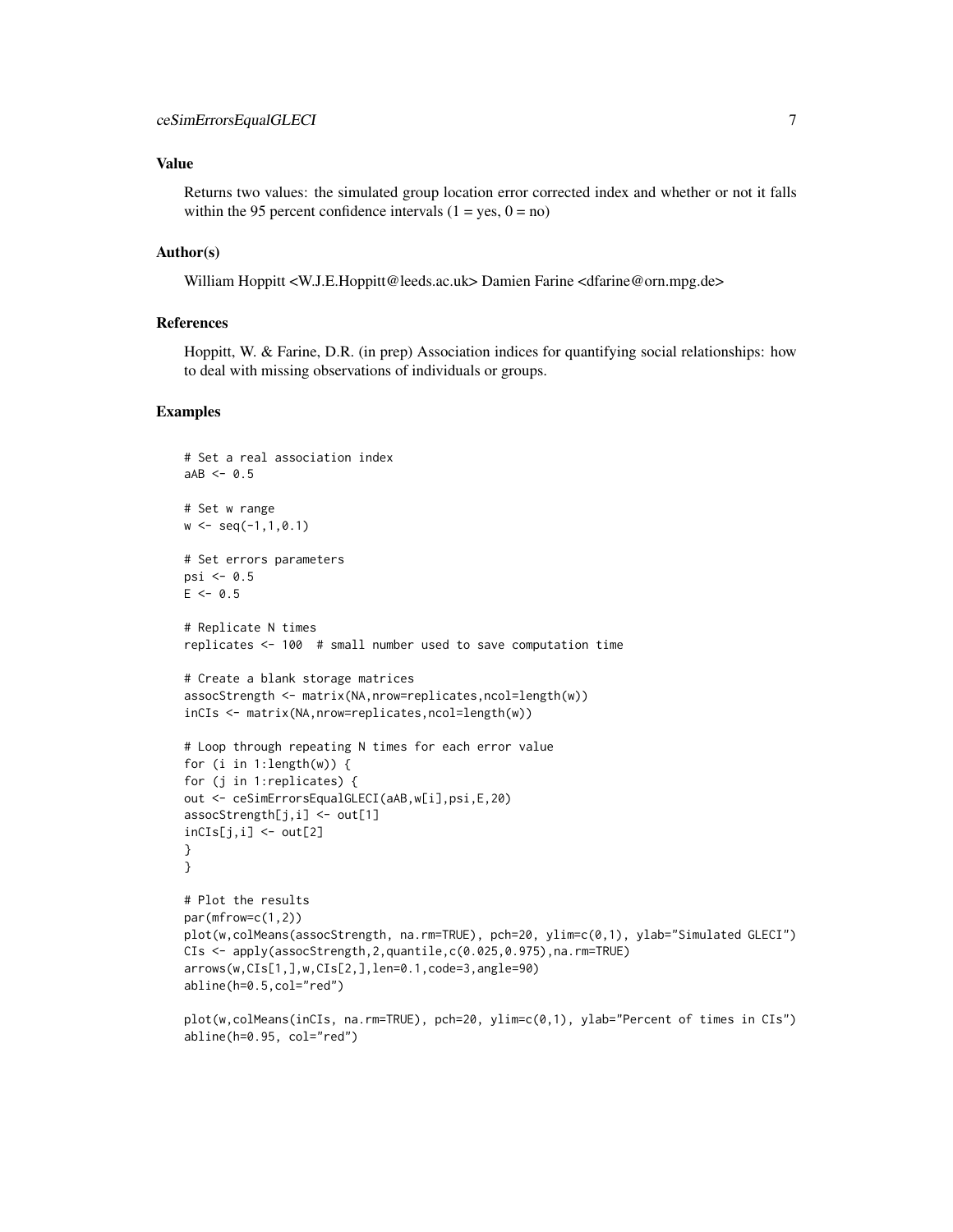## Value

Returns two values: the simulated group location error corrected index and whether or not it falls within the 95 percent confidence intervals (1 = yes, 0 = no)

## Author(s)

William Hoppitt <W.J.E.Hoppitt@leeds.ac.uk> Damien Farine <dfarine@orn.mpg.de>

## References

Hoppitt, W. & Farine, D.R. (in prep) Association indices for quantifying social relationships: how to deal with missing observations of individuals or groups.

## Examples

```
# Set a real association index
aAB <- 0.5

# Set w range
w <- seq(-1,1,0.1)

# Set errors parameters
psi <- 0.5
E <- 0.5

# Replicate N times
replicates <- 100  # small number used to save computation time

# Create a blank storage matrices
assocStrength <- matrix(NA,nrow=replicates,ncol=length(w))
inCIs <- matrix(NA,nrow=replicates,ncol=length(w))

# Loop through repeating N times for each error value
for (i in 1:length(w)) {
for (j in 1:replicates) {
out <- ceSimErrorsEqualGLECI(aAB,w[i],psi,E,20)
assocStrength[j,i] <- out[1]
inCIs[j,i] <- out[2]
}
}

# Plot the results
par(mfrow=c(1,2))
plot(w,colMeans(assocStrength, na.rm=TRUE), pch=20, ylim=c(0,1), ylab="Simulated GLECI")
CIs <- apply(assocStrength,2,quantile,c(0.025,0.975),na.rm=TRUE)
arrows(w,CIs[1,],w,CIs[2,],len=0.1,code=3,angle=90)
abline(h=0.5,col="red")

plot(w,colMeans(inCIs, na.rm=TRUE), pch=20, ylim=c(0,1), ylab="Percent of times in CIs")
abline(h=0.95, col="red")
```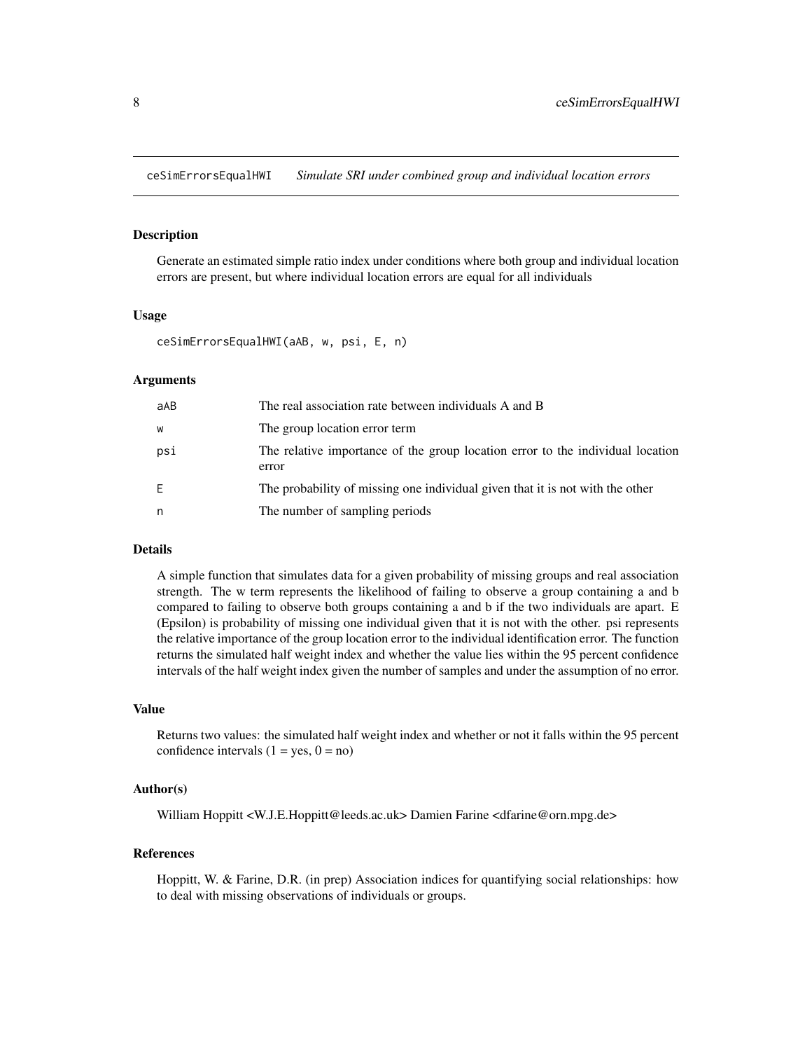ceSimErrorsEqualHWI    *Simulate SRI under combined group and individual location errors*

## Description

Generate an estimated simple ratio index under conditions where both group and individual location errors are present, but where individual location errors are equal for all individuals

## Usage

```
ceSimErrorsEqualHWI(aAB, w, psi, E, n)
```

## Arguments

| | |
|---|---|
| aAB | The real association rate between individuals A and B |
| w | The group location error term |
| psi | The relative importance of the group location error to the individual location error |
| E | The probability of missing one individual given that it is not with the other |
| n | The number of sampling periods |

## Details

A simple function that simulates data for a given probability of missing groups and real association strength. The w term represents the likelihood of failing to observe a group containing a and b compared to failing to observe both groups containing a and b if the two individuals are apart. E (Epsilon) is probability of missing one individual given that it is not with the other. psi represents the relative importance of the group location error to the individual identification error. The function returns the simulated half weight index and whether the value lies within the 95 percent confidence intervals of the half weight index given the number of samples and under the assumption of no error.

## Value

Returns two values: the simulated half weight index and whether or not it falls within the 95 percent confidence intervals (1 = yes, 0 = no)

## Author(s)

William Hoppitt <W.J.E.Hoppitt@leeds.ac.uk> Damien Farine <dfarine@orn.mpg.de>

## References

Hoppitt, W. & Farine, D.R. (in prep) Association indices for quantifying social relationships: how to deal with missing observations of individuals or groups.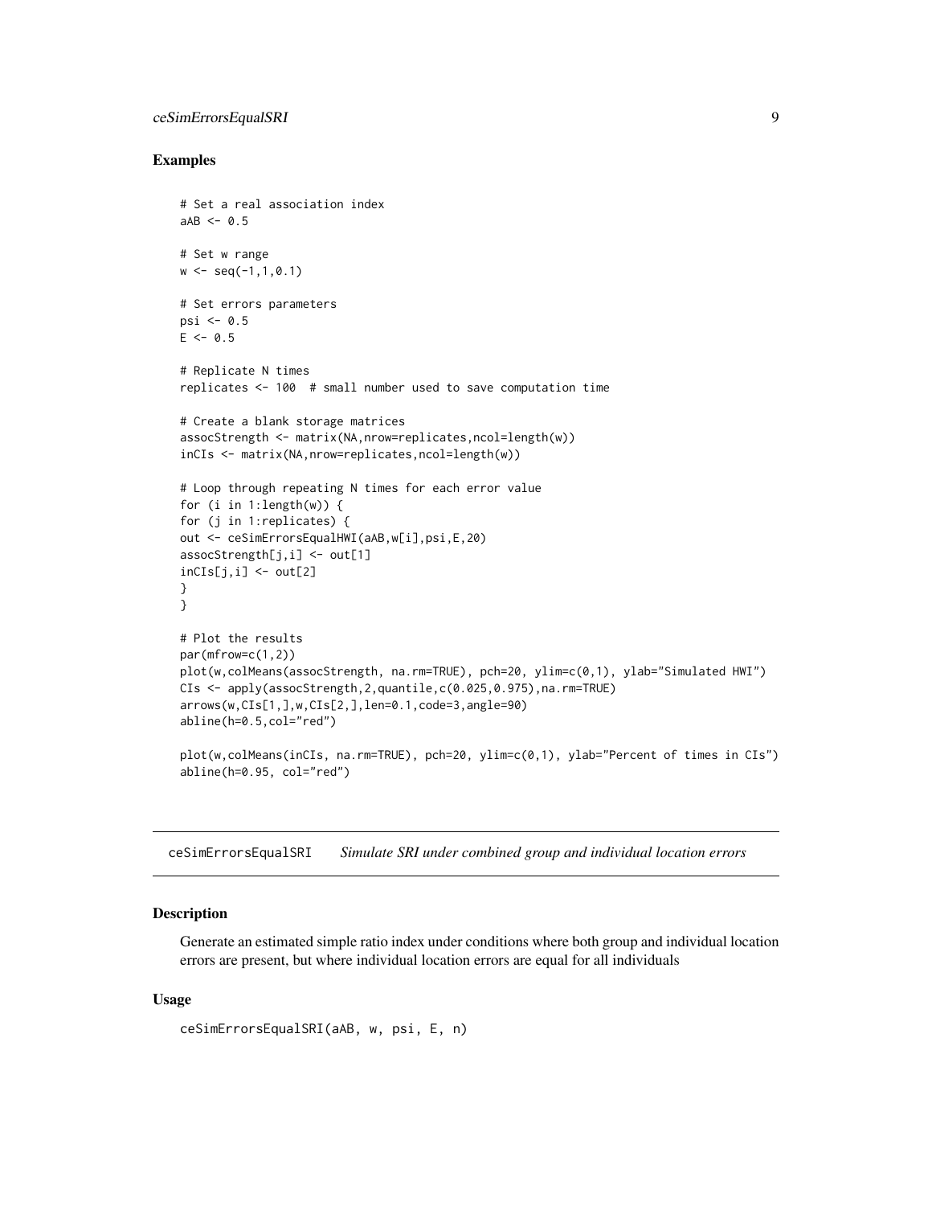### Examples

```
# Set a real association index
aAB <- 0.5

# Set w range
w <- seq(-1,1,0.1)

# Set errors parameters
psi <- 0.5
E <- 0.5

# Replicate N times
replicates <- 100  # small number used to save computation time

# Create a blank storage matrices
assocStrength <- matrix(NA,nrow=replicates,ncol=length(w))
inCIs <- matrix(NA,nrow=replicates,ncol=length(w))

# Loop through repeating N times for each error value
for (i in 1:length(w)) {
for (j in 1:replicates) {
out <- ceSimErrorsEqualHWI(aAB,w[i],psi,E,20)
assocStrength[j,i] <- out[1]
inCIs[j,i] <- out[2]
}
}

# Plot the results
par(mfrow=c(1,2))
plot(w,colMeans(assocStrength, na.rm=TRUE), pch=20, ylim=c(0,1), ylab="Simulated HWI")
CIs <- apply(assocStrength,2,quantile,c(0.025,0.975),na.rm=TRUE)
arrows(w,CIs[1,],w,CIs[2,],len=0.1,code=3,angle=90)
abline(h=0.5,col="red")

plot(w,colMeans(inCIs, na.rm=TRUE), pch=20, ylim=c(0,1), ylab="Percent of times in CIs")
abline(h=0.95, col="red")
```

---

## ceSimErrorsEqualSRI    *Simulate SRI under combined group and individual location errors*

### Description

Generate an estimated simple ratio index under conditions where both group and individual location errors are present, but where individual location errors are equal for all individuals

### Usage

```
ceSimErrorsEqualSRI(aAB, w, psi, E, n)
```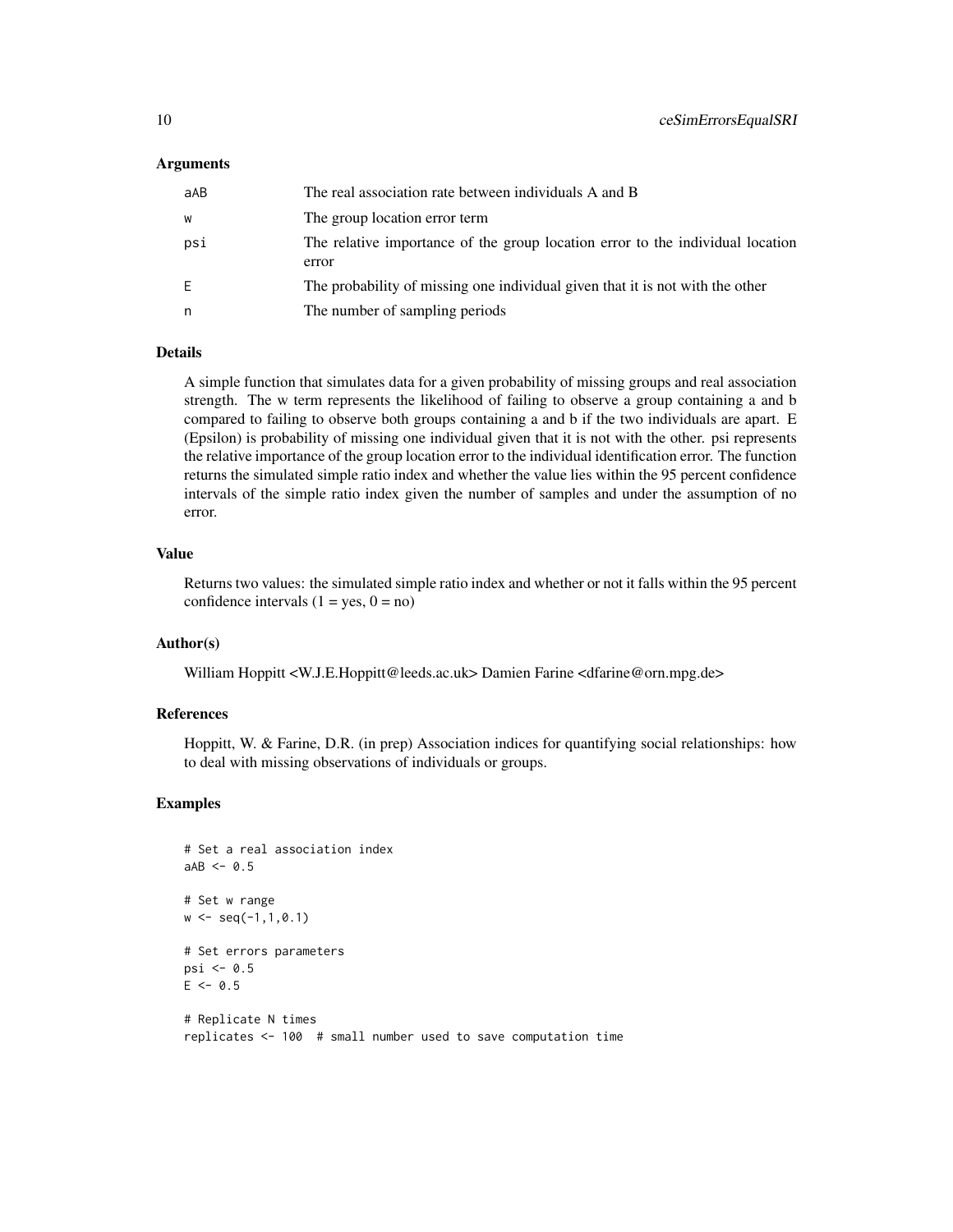### Arguments

| | |
|---|---|
| aAB | The real association rate between individuals A and B |
| w | The group location error term |
| psi | The relative importance of the group location error to the individual location error |
| E | The probability of missing one individual given that it is not with the other |
| n | The number of sampling periods |

### Details

A simple function that simulates data for a given probability of missing groups and real association strength. The w term represents the likelihood of failing to observe a group containing a and b compared to failing to observe both groups containing a and b if the two individuals are apart. E (Epsilon) is probability of missing one individual given that it is not with the other. psi represents the relative importance of the group location error to the individual identification error. The function returns the simulated simple ratio index and whether the value lies within the 95 percent confidence intervals of the simple ratio index given the number of samples and under the assumption of no error.

### Value

Returns two values: the simulated simple ratio index and whether or not it falls within the 95 percent confidence intervals (1 = yes, 0 = no)

### Author(s)

William Hoppitt <W.J.E.Hoppitt@leeds.ac.uk> Damien Farine <dfarine@orn.mpg.de>

### References

Hoppitt, W. & Farine, D.R. (in prep) Association indices for quantifying social relationships: how to deal with missing observations of individuals or groups.

### Examples

```
# Set a real association index
aAB <- 0.5

# Set w range
w <- seq(-1,1,0.1)

# Set errors parameters
psi <- 0.5
E <- 0.5

# Replicate N times
replicates <- 100  # small number used to save computation time
```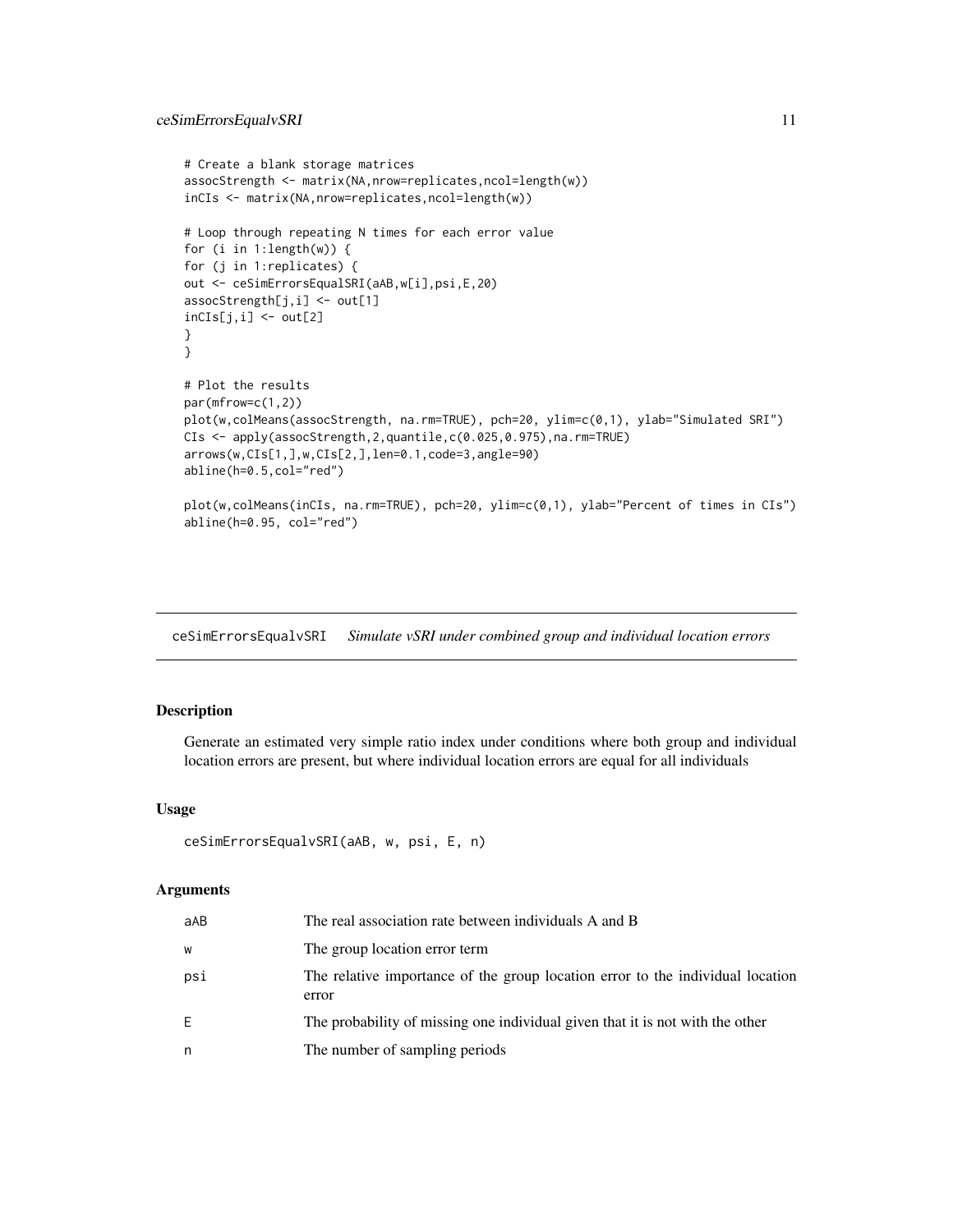```
# Create a blank storage matrices
assocStrength <- matrix(NA,nrow=replicates,ncol=length(w))
inCIs <- matrix(NA,nrow=replicates,ncol=length(w))

# Loop through repeating N times for each error value
for (i in 1:length(w)) {
for (j in 1:replicates) {
out <- ceSimErrorsEqualSRI(aAB,w[i],psi,E,20)
assocStrength[j,i] <- out[1]
inCIs[j,i] <- out[2]
}
}

# Plot the results
par(mfrow=c(1,2))
plot(w,colMeans(assocStrength, na.rm=TRUE), pch=20, ylim=c(0,1), ylab="Simulated SRI")
CIs <- apply(assocStrength,2,quantile,c(0.025,0.975),na.rm=TRUE)
arrows(w,CIs[1,],w,CIs[2,],len=0.1,code=3,angle=90)
abline(h=0.5,col="red")

plot(w,colMeans(inCIs, na.rm=TRUE), pch=20, ylim=c(0,1), ylab="Percent of times in CIs")
abline(h=0.95, col="red")
```

---

## ceSimErrorsEqualvSRI *Simulate vSRI under combined group and individual location errors*

### Description

Generate an estimated very simple ratio index under conditions where both group and individual location errors are present, but where individual location errors are equal for all individuals

### Usage

```
ceSimErrorsEqualvSRI(aAB, w, psi, E, n)
```

### Arguments

| | |
|---|---|
| aAB | The real association rate between individuals A and B |
| w | The group location error term |
| psi | The relative importance of the group location error to the individual location error |
| E | The probability of missing one individual given that it is not with the other |
| n | The number of sampling periods |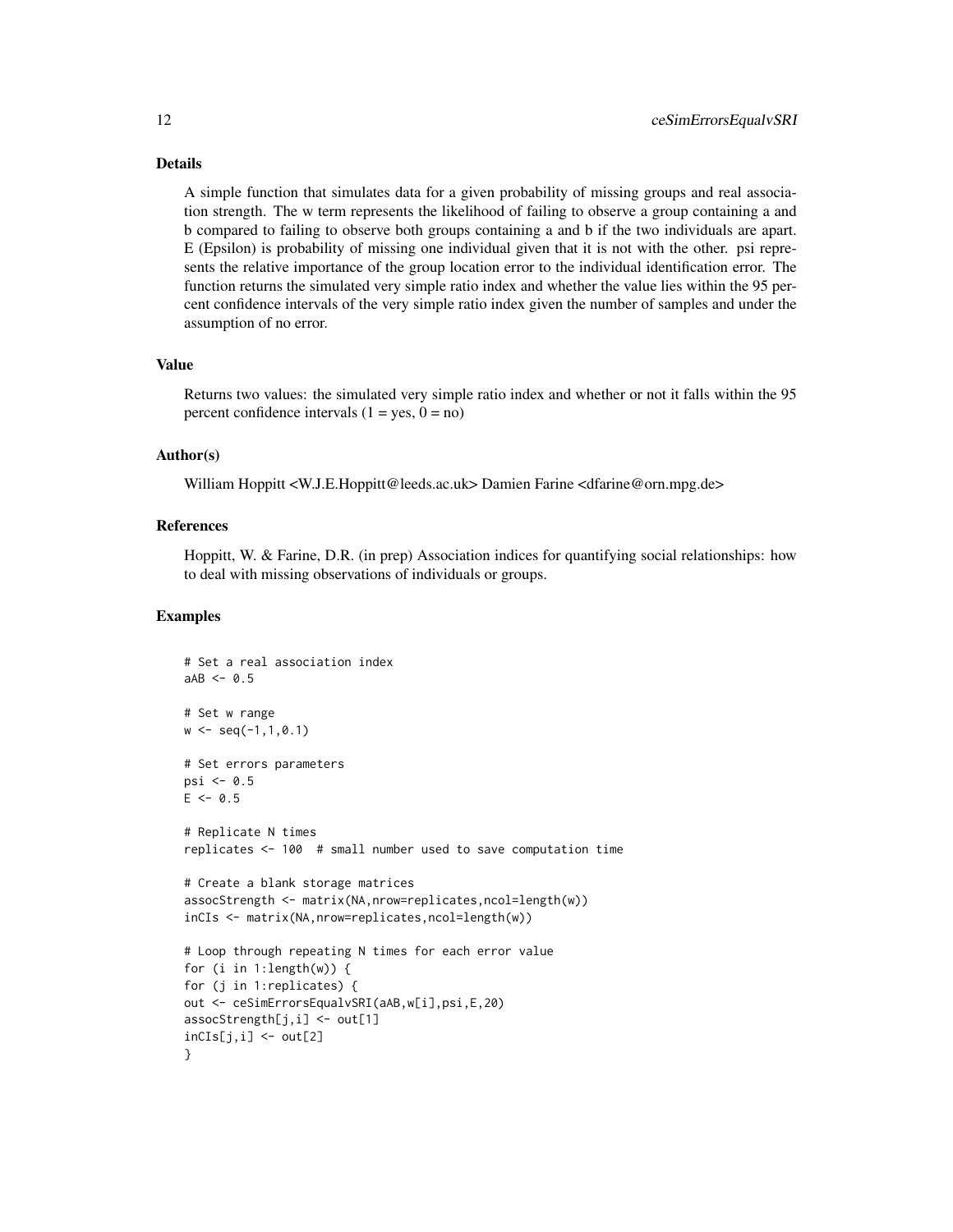### Details

A simple function that simulates data for a given probability of missing groups and real association strength. The w term represents the likelihood of failing to observe a group containing a and b compared to failing to observe both groups containing a and b if the two individuals are apart. E (Epsilon) is probability of missing one individual given that it is not with the other. psi represents the relative importance of the group location error to the individual identification error. The function returns the simulated very simple ratio index and whether the value lies within the 95 percent confidence intervals of the very simple ratio index given the number of samples and under the assumption of no error.

### Value

Returns two values: the simulated very simple ratio index and whether or not it falls within the 95 percent confidence intervals (1 = yes, 0 = no)

### Author(s)

William Hoppitt <W.J.E.Hoppitt@leeds.ac.uk> Damien Farine <dfarine@orn.mpg.de>

### References

Hoppitt, W. & Farine, D.R. (in prep) Association indices for quantifying social relationships: how to deal with missing observations of individuals or groups.

### Examples

```
# Set a real association index
aAB <- 0.5

# Set w range
w <- seq(-1,1,0.1)

# Set errors parameters
psi <- 0.5
E <- 0.5

# Replicate N times
replicates <- 100  # small number used to save computation time

# Create a blank storage matrices
assocStrength <- matrix(NA,nrow=replicates,ncol=length(w))
inCIs <- matrix(NA,nrow=replicates,ncol=length(w))

# Loop through repeating N times for each error value
for (i in 1:length(w)) {
for (j in 1:replicates) {
out <- ceSimErrorsEqualvSRI(aAB,w[i],psi,E,20)
assocStrength[j,i] <- out[1]
inCIs[j,i] <- out[2]
}
```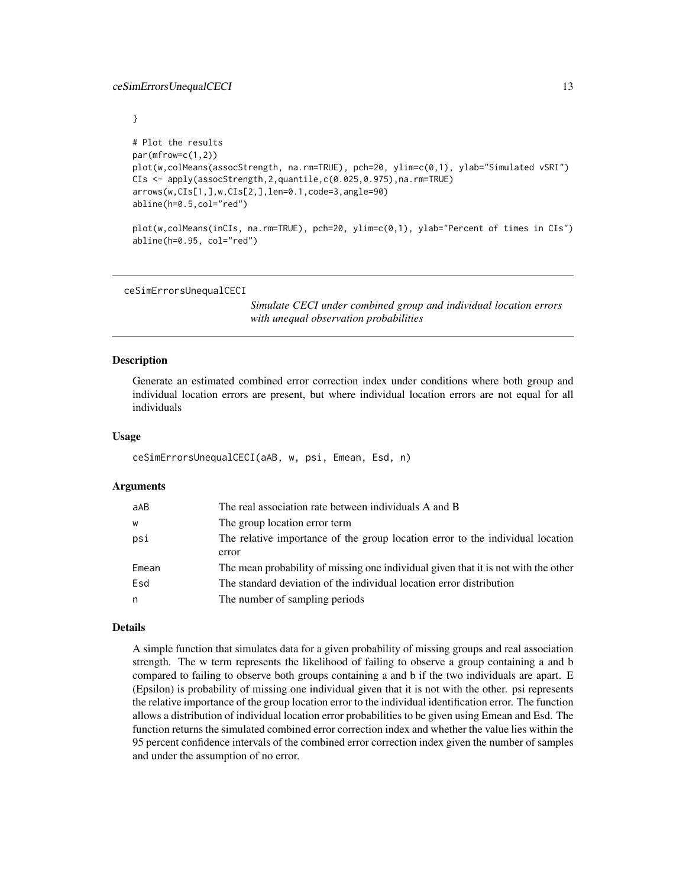```
}

# Plot the results
par(mfrow=c(1,2))
plot(w,colMeans(assocStrength, na.rm=TRUE), pch=20, ylim=c(0,1), ylab="Simulated vSRI")
CIs <- apply(assocStrength,2,quantile,c(0.025,0.975),na.rm=TRUE)
arrows(w,CIs[1,],w,CIs[2,],len=0.1,code=3,angle=90)
abline(h=0.5,col="red")

plot(w,colMeans(inCIs, na.rm=TRUE), pch=20, ylim=c(0,1), ylab="Percent of times in CIs")
abline(h=0.95, col="red")
```

---

## ceSimErrorsUnequalCECI

*Simulate CECI under combined group and individual location errors with unequal observation probabilities*

### Description

Generate an estimated combined error correction index under conditions where both group and individual location errors are present, but where individual location errors are not equal for all individuals

### Usage

```
ceSimErrorsUnequalCECI(aAB, w, psi, Emean, Esd, n)
```

### Arguments

| | |
|---|---|
| aAB | The real association rate between individuals A and B |
| w | The group location error term |
| psi | The relative importance of the group location error to the individual location error |
| Emean | The mean probability of missing one individual given that it is not with the other |
| Esd | The standard deviation of the individual location error distribution |
| n | The number of sampling periods |

### Details

A simple function that simulates data for a given probability of missing groups and real association strength. The w term represents the likelihood of failing to observe a group containing a and b compared to failing to observe both groups containing a and b if the two individuals are apart. E (Epsilon) is probability of missing one individual given that it is not with the other. psi represents the relative importance of the group location error to the individual identification error. The function allows a distribution of individual location error probabilities to be given using Emean and Esd. The function returns the simulated combined error correction index and whether the value lies within the 95 percent confidence intervals of the combined error correction index given the number of samples and under the assumption of no error.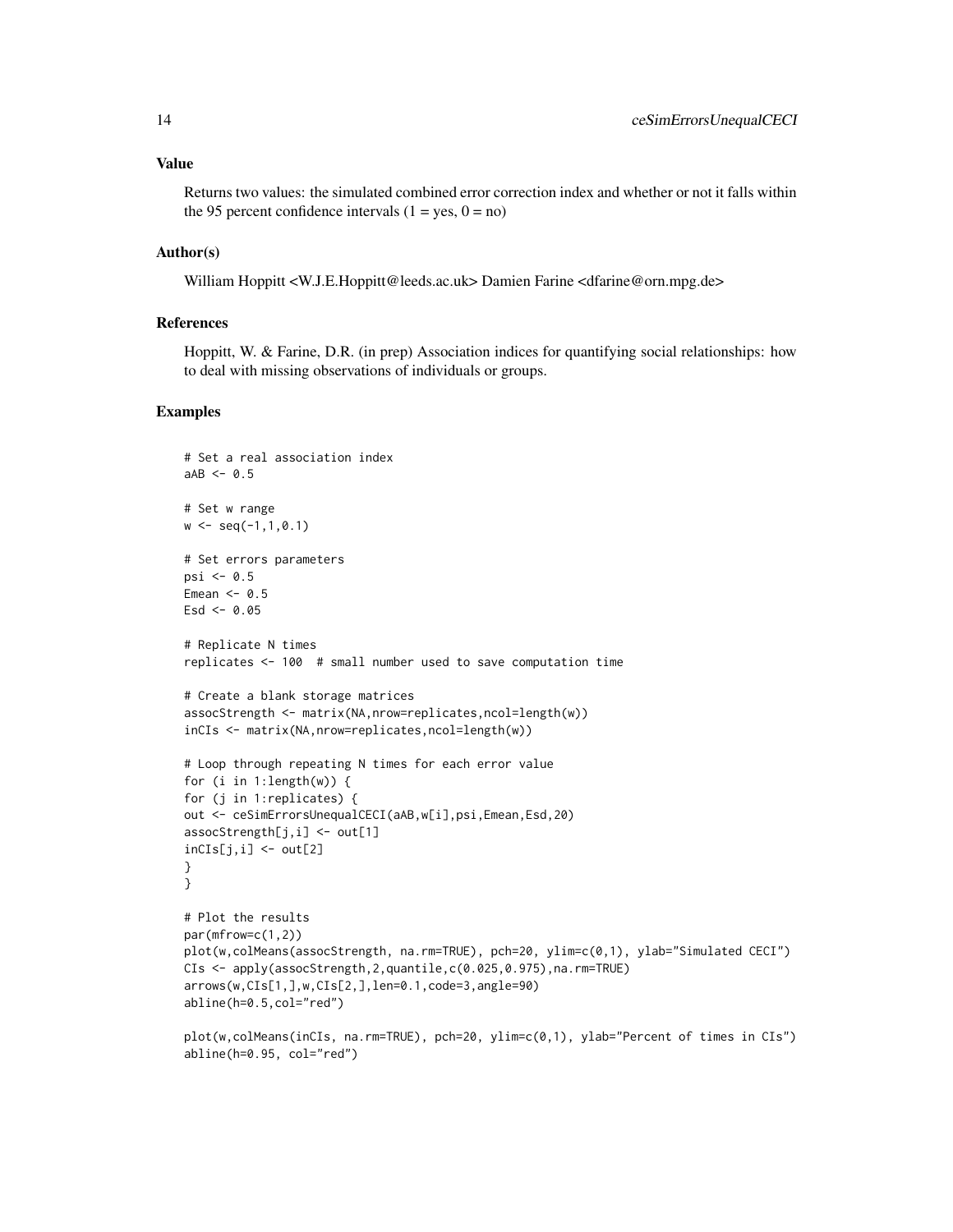## Value

Returns two values: the simulated combined error correction index and whether or not it falls within the 95 percent confidence intervals (1 = yes, 0 = no)

## Author(s)

William Hoppitt <W.J.E.Hoppitt@leeds.ac.uk> Damien Farine <dfarine@orn.mpg.de>

## References

Hoppitt, W. & Farine, D.R. (in prep) Association indices for quantifying social relationships: how to deal with missing observations of individuals or groups.

## Examples

```
# Set a real association index
aAB <- 0.5

# Set w range
w <- seq(-1,1,0.1)

# Set errors parameters
psi <- 0.5
Emean <- 0.5
Esd <- 0.05

# Replicate N times
replicates <- 100  # small number used to save computation time

# Create a blank storage matrices
assocStrength <- matrix(NA,nrow=replicates,ncol=length(w))
inCIs <- matrix(NA,nrow=replicates,ncol=length(w))

# Loop through repeating N times for each error value
for (i in 1:length(w)) {
for (j in 1:replicates) {
out <- ceSimErrorsUnequalCECI(aAB,w[i],psi,Emean,Esd,20)
assocStrength[j,i] <- out[1]
inCIs[j,i] <- out[2]
}
}

# Plot the results
par(mfrow=c(1,2))
plot(w,colMeans(assocStrength, na.rm=TRUE), pch=20, ylim=c(0,1), ylab="Simulated CECI")
CIs <- apply(assocStrength,2,quantile,c(0.025,0.975),na.rm=TRUE)
arrows(w,CIs[1,],w,CIs[2,],len=0.1,code=3,angle=90)
abline(h=0.5,col="red")

plot(w,colMeans(inCIs, na.rm=TRUE), pch=20, ylim=c(0,1), ylab="Percent of times in CIs")
abline(h=0.95, col="red")
```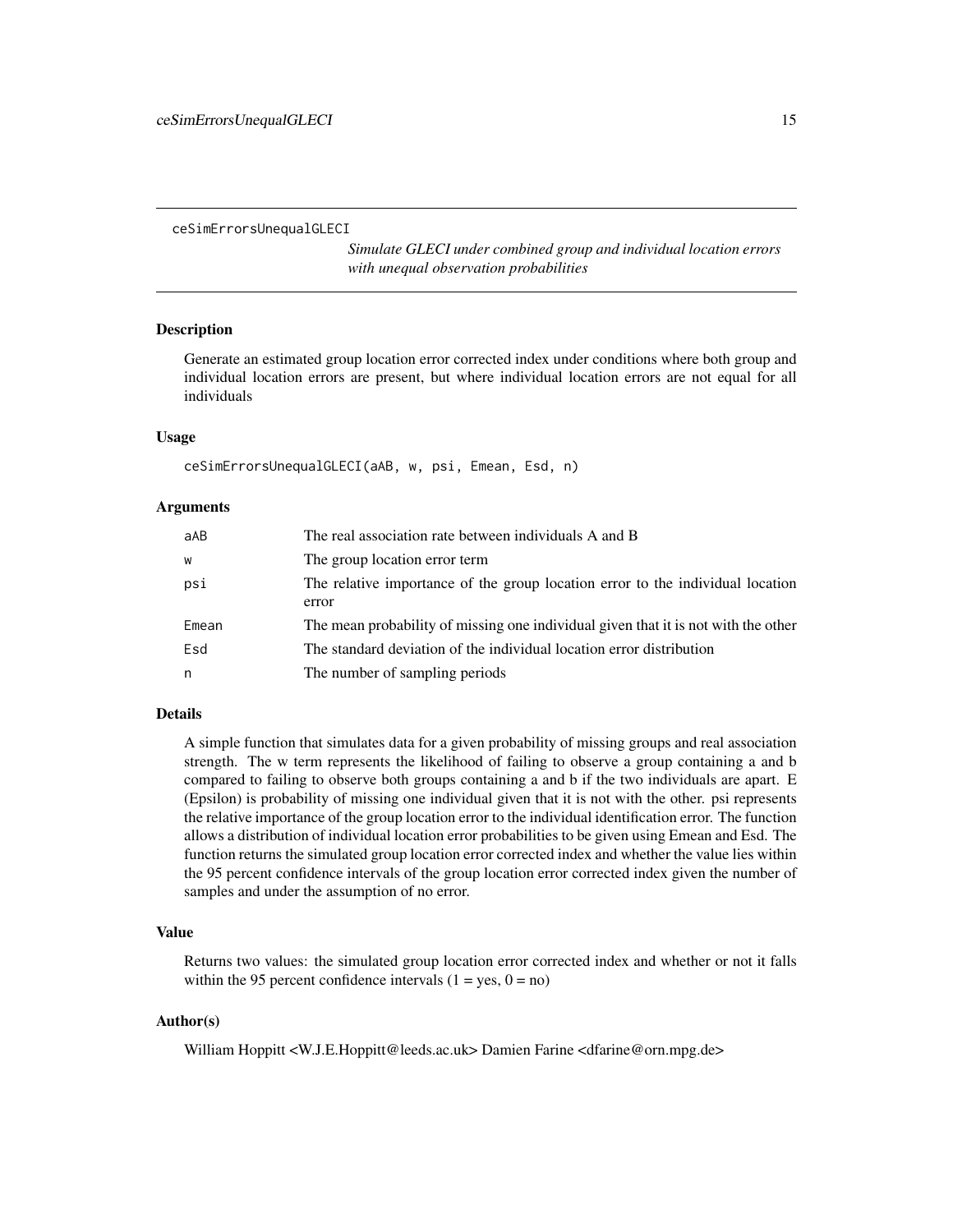ceSimErrorsUnequalGLECI

*Simulate GLECI under combined group and individual location errors with unequal observation probabilities*

## Description

Generate an estimated group location error corrected index under conditions where both group and individual location errors are present, but where individual location errors are not equal for all individuals

## Usage

```
ceSimErrorsUnequalGLECI(aAB, w, psi, Emean, Esd, n)
```

## Arguments

| | |
|---|---|
| aAB | The real association rate between individuals A and B |
| w | The group location error term |
| psi | The relative importance of the group location error to the individual location error |
| Emean | The mean probability of missing one individual given that it is not with the other |
| Esd | The standard deviation of the individual location error distribution |
| n | The number of sampling periods |

## Details

A simple function that simulates data for a given probability of missing groups and real association strength. The w term represents the likelihood of failing to observe a group containing a and b compared to failing to observe both groups containing a and b if the two individuals are apart. E (Epsilon) is probability of missing one individual given that it is not with the other. psi represents the relative importance of the group location error to the individual identification error. The function allows a distribution of individual location error probabilities to be given using Emean and Esd. The function returns the simulated group location error corrected index and whether the value lies within the 95 percent confidence intervals of the group location error corrected index given the number of samples and under the assumption of no error.

## Value

Returns two values: the simulated group location error corrected index and whether or not it falls within the 95 percent confidence intervals (1 = yes, 0 = no)

## Author(s)

William Hoppitt <W.J.E.Hoppitt@leeds.ac.uk> Damien Farine <dfarine@orn.mpg.de>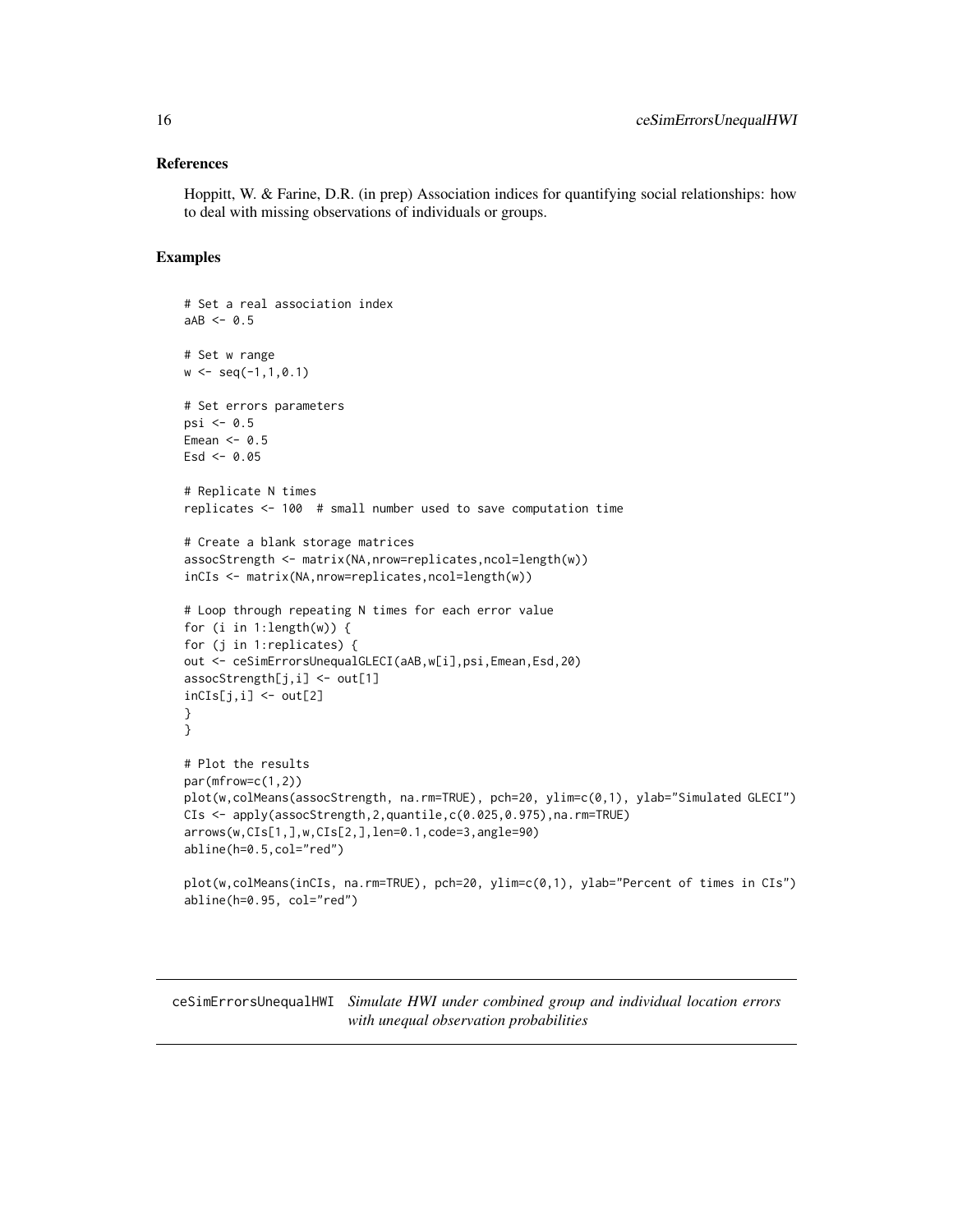## References

Hoppitt, W. & Farine, D.R. (in prep) Association indices for quantifying social relationships: how to deal with missing observations of individuals or groups.

## Examples

```
# Set a real association index
aAB <- 0.5

# Set w range
w <- seq(-1,1,0.1)

# Set errors parameters
psi <- 0.5
Emean <- 0.5
Esd <- 0.05

# Replicate N times
replicates <- 100  # small number used to save computation time

# Create a blank storage matrices
assocStrength <- matrix(NA,nrow=replicates,ncol=length(w))
inCIs <- matrix(NA,nrow=replicates,ncol=length(w))

# Loop through repeating N times for each error value
for (i in 1:length(w)) {
for (j in 1:replicates) {
out <- ceSimErrorsUnequalGLECI(aAB,w[i],psi,Emean,Esd,20)
assocStrength[j,i] <- out[1]
inCIs[j,i] <- out[2]
}
}

# Plot the results
par(mfrow=c(1,2))
plot(w,colMeans(assocStrength, na.rm=TRUE), pch=20, ylim=c(0,1), ylab="Simulated GLECI")
CIs <- apply(assocStrength,2,quantile,c(0.025,0.975),na.rm=TRUE)
arrows(w,CIs[1,],w,CIs[2,],len=0.1,code=3,angle=90)
abline(h=0.5,col="red")

plot(w,colMeans(inCIs, na.rm=TRUE), pch=20, ylim=c(0,1), ylab="Percent of times in CIs")
abline(h=0.95, col="red")
```

---

# ceSimErrorsUnequalHWI    *Simulate HWI under combined group and individual location errors with unequal observation probabilities*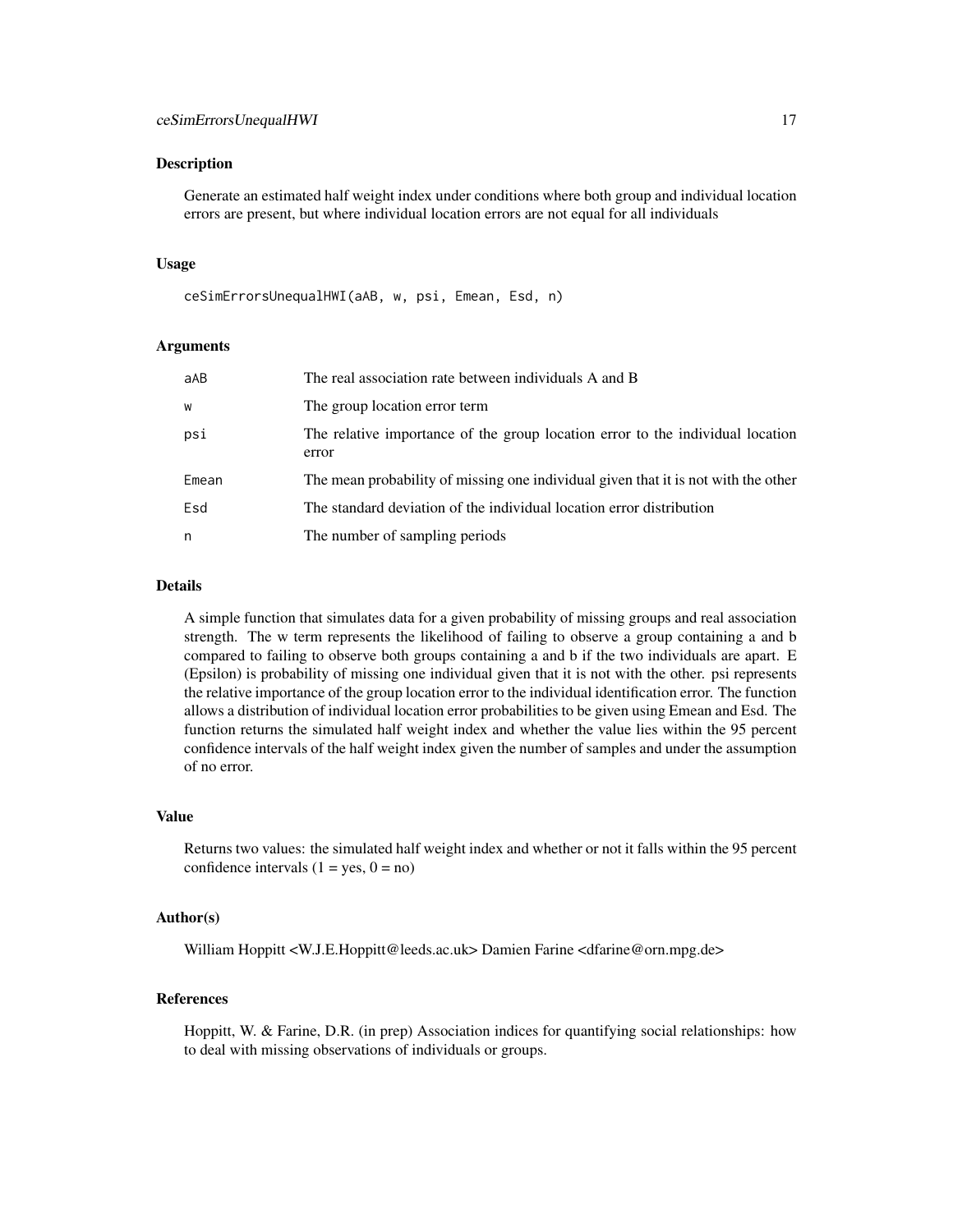## Description

Generate an estimated half weight index under conditions where both group and individual location errors are present, but where individual location errors are not equal for all individuals

## Usage

```
ceSimErrorsUnequalHWI(aAB, w, psi, Emean, Esd, n)
```

## Arguments

| | |
|---|---|
| aAB | The real association rate between individuals A and B |
| w | The group location error term |
| psi | The relative importance of the group location error to the individual location error |
| Emean | The mean probability of missing one individual given that it is not with the other |
| Esd | The standard deviation of the individual location error distribution |
| n | The number of sampling periods |

## Details

A simple function that simulates data for a given probability of missing groups and real association strength. The w term represents the likelihood of failing to observe a group containing a and b compared to failing to observe both groups containing a and b if the two individuals are apart. E (Epsilon) is probability of missing one individual given that it is not with the other. psi represents the relative importance of the group location error to the individual identification error. The function allows a distribution of individual location error probabilities to be given using Emean and Esd. The function returns the simulated half weight index and whether the value lies within the 95 percent confidence intervals of the half weight index given the number of samples and under the assumption of no error.

## Value

Returns two values: the simulated half weight index and whether or not it falls within the 95 percent confidence intervals (1 = yes, 0 = no)

## Author(s)

William Hoppitt <W.J.E.Hoppitt@leeds.ac.uk> Damien Farine <dfarine@orn.mpg.de>

## References

Hoppitt, W. & Farine, D.R. (in prep) Association indices for quantifying social relationships: how to deal with missing observations of individuals or groups.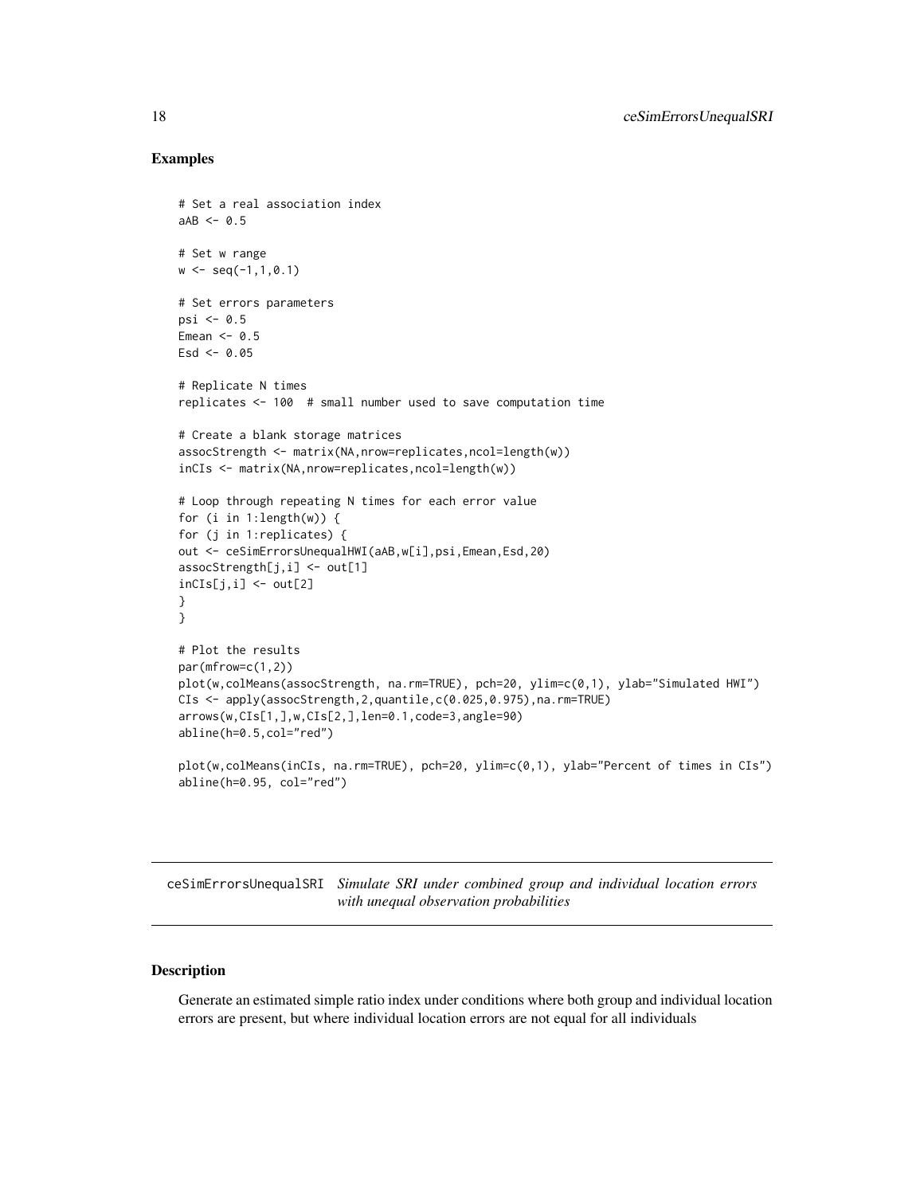### Examples

```
# Set a real association index
aAB <- 0.5

# Set w range
w <- seq(-1,1,0.1)

# Set errors parameters
psi <- 0.5
Emean <- 0.5
Esd <- 0.05

# Replicate N times
replicates <- 100  # small number used to save computation time

# Create a blank storage matrices
assocStrength <- matrix(NA,nrow=replicates,ncol=length(w))
inCIs <- matrix(NA,nrow=replicates,ncol=length(w))

# Loop through repeating N times for each error value
for (i in 1:length(w)) {
for (j in 1:replicates) {
out <- ceSimErrorsUnequalHWI(aAB,w[i],psi,Emean,Esd,20)
assocStrength[j,i] <- out[1]
inCIs[j,i] <- out[2]
}
}

# Plot the results
par(mfrow=c(1,2))
plot(w,colMeans(assocStrength, na.rm=TRUE), pch=20, ylim=c(0,1), ylab="Simulated HWI")
CIs <- apply(assocStrength,2,quantile,c(0.025,0.975),na.rm=TRUE)
arrows(w,CIs[1,],w,CIs[2,],len=0.1,code=3,angle=90)
abline(h=0.5,col="red")

plot(w,colMeans(inCIs, na.rm=TRUE), pch=20, ylim=c(0,1), ylab="Percent of times in CIs")
abline(h=0.95, col="red")
```

## ceSimErrorsUnequalSRI *Simulate SRI under combined group and individual location errors with unequal observation probabilities*

### Description

Generate an estimated simple ratio index under conditions where both group and individual location errors are present, but where individual location errors are not equal for all individuals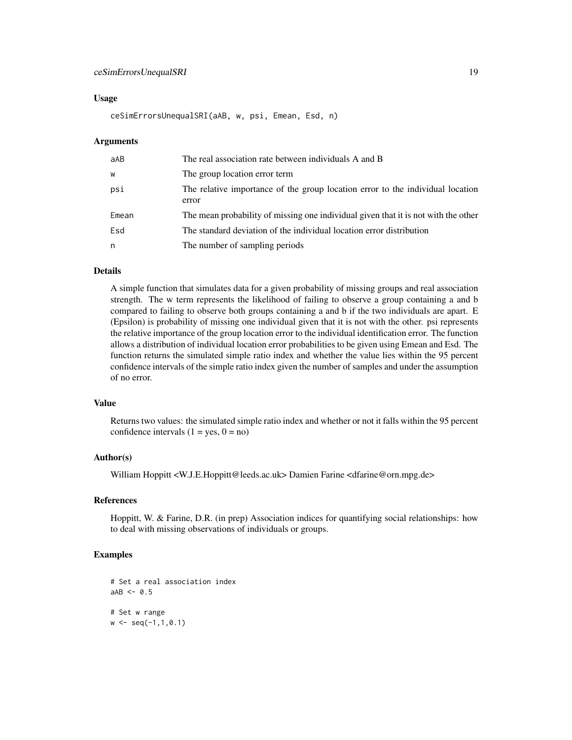## Usage

```
ceSimErrorsUnequalSRI(aAB, w, psi, Emean, Esd, n)
```

## Arguments

| | |
|---|---|
| aAB | The real association rate between individuals A and B |
| w | The group location error term |
| psi | The relative importance of the group location error to the individual location error |
| Emean | The mean probability of missing one individual given that it is not with the other |
| Esd | The standard deviation of the individual location error distribution |
| n | The number of sampling periods |

## Details

A simple function that simulates data for a given probability of missing groups and real association strength. The w term represents the likelihood of failing to observe a group containing a and b compared to failing to observe both groups containing a and b if the two individuals are apart. E (Epsilon) is probability of missing one individual given that it is not with the other. psi represents the relative importance of the group location error to the individual identification error. The function allows a distribution of individual location error probabilities to be given using Emean and Esd. The function returns the simulated simple ratio index and whether the value lies within the 95 percent confidence intervals of the simple ratio index given the number of samples and under the assumption of no error.

## Value

Returns two values: the simulated simple ratio index and whether or not it falls within the 95 percent confidence intervals (1 = yes, 0 = no)

## Author(s)

William Hoppitt <W.J.E.Hoppitt@leeds.ac.uk> Damien Farine <dfarine@orn.mpg.de>

## References

Hoppitt, W. & Farine, D.R. (in prep) Association indices for quantifying social relationships: how to deal with missing observations of individuals or groups.

## Examples

```
# Set a real association index
aAB <- 0.5

# Set w range
w <- seq(-1,1,0.1)
```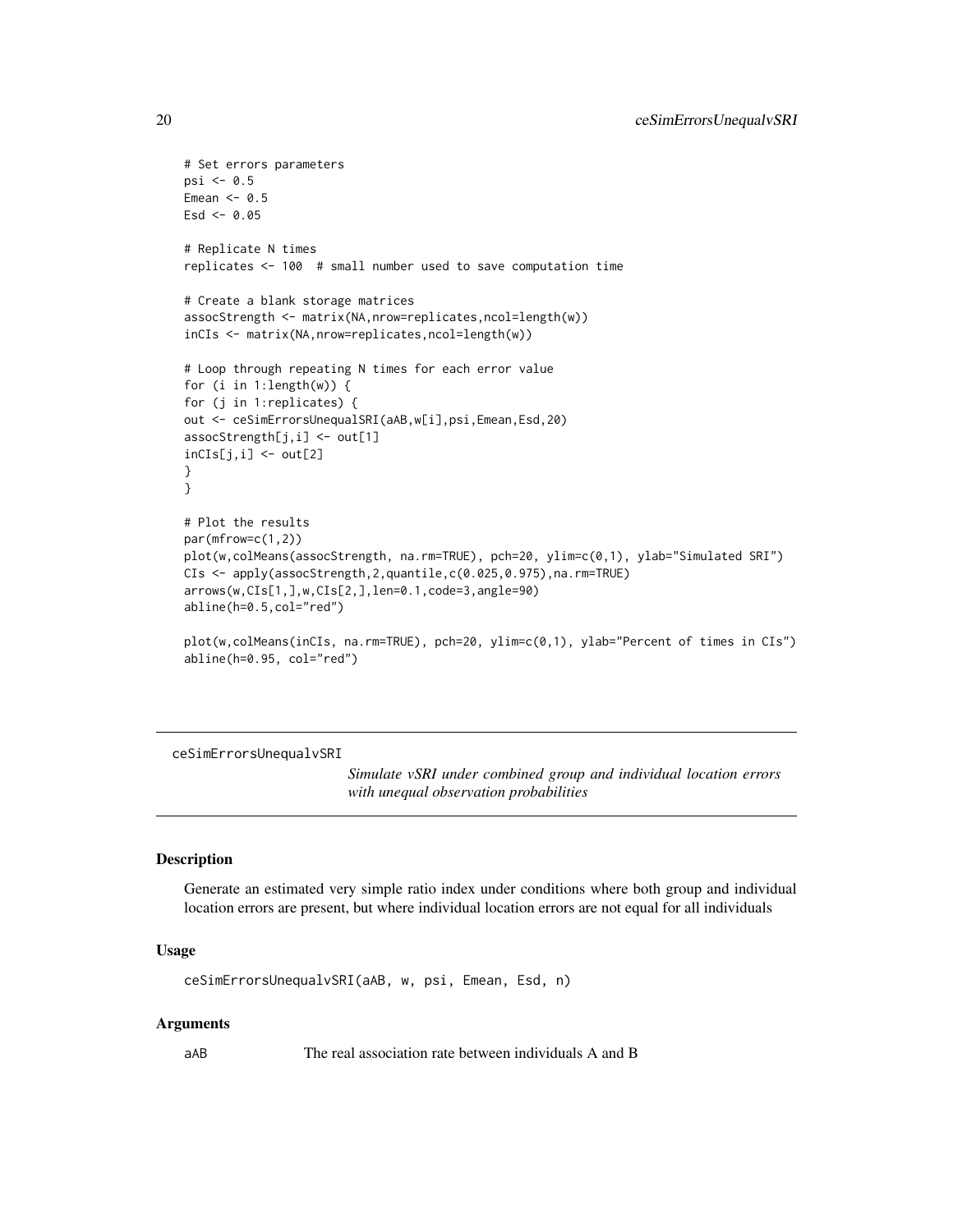```
# Set errors parameters
psi <- 0.5
Emean <- 0.5
Esd <- 0.05

# Replicate N times
replicates <- 100  # small number used to save computation time

# Create a blank storage matrices
assocStrength <- matrix(NA,nrow=replicates,ncol=length(w))
inCIs <- matrix(NA,nrow=replicates,ncol=length(w))

# Loop through repeating N times for each error value
for (i in 1:length(w)) {
for (j in 1:replicates) {
out <- ceSimErrorsUnequalSRI(aAB,w[i],psi,Emean,Esd,20)
assocStrength[j,i] <- out[1]
inCIs[j,i] <- out[2]
}
}

# Plot the results
par(mfrow=c(1,2))
plot(w,colMeans(assocStrength, na.rm=TRUE), pch=20, ylim=c(0,1), ylab="Simulated SRI")
CIs <- apply(assocStrength,2,quantile,c(0.025,0.975),na.rm=TRUE)
arrows(w,CIs[1,],w,CIs[2,],len=0.1,code=3,angle=90)
abline(h=0.5,col="red")

plot(w,colMeans(inCIs, na.rm=TRUE), pch=20, ylim=c(0,1), ylab="Percent of times in CIs")
abline(h=0.95, col="red")
```

## ceSimErrorsUnequalvSRI

*Simulate vSRI under combined group and individual location errors with unequal observation probabilities*

### Description

Generate an estimated very simple ratio index under conditions where both group and individual location errors are present, but where individual location errors are not equal for all individuals

### Usage

```
ceSimErrorsUnequalvSRI(aAB, w, psi, Emean, Esd, n)
```

### Arguments

| | |
|---|---|
| aAB | The real association rate between individuals A and B |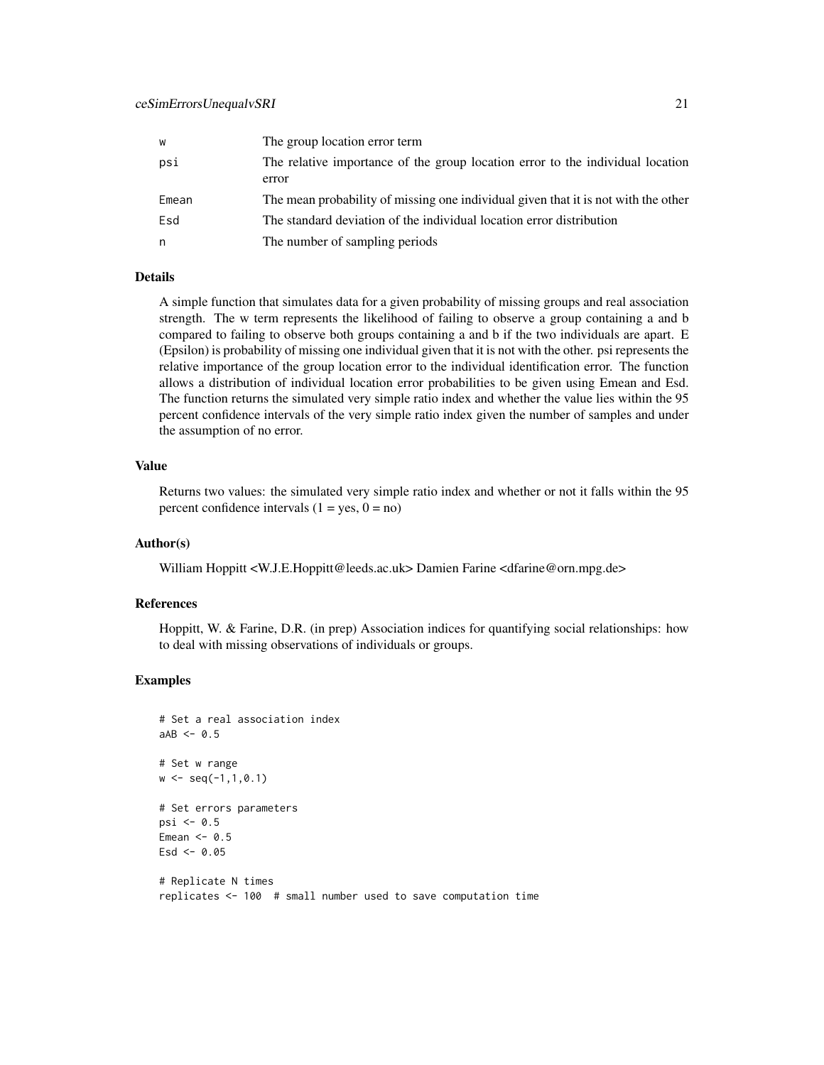| | |
|---|---|
| w | The group location error term |
| psi | The relative importance of the group location error to the individual location error |
| Emean | The mean probability of missing one individual given that it is not with the other |
| Esd | The standard deviation of the individual location error distribution |
| n | The number of sampling periods |

### Details

A simple function that simulates data for a given probability of missing groups and real association strength. The w term represents the likelihood of failing to observe a group containing a and b compared to failing to observe both groups containing a and b if the two individuals are apart. E (Epsilon) is probability of missing one individual given that it is not with the other. psi represents the relative importance of the group location error to the individual identification error. The function allows a distribution of individual location error probabilities to be given using Emean and Esd. The function returns the simulated very simple ratio index and whether the value lies within the 95 percent confidence intervals of the very simple ratio index given the number of samples and under the assumption of no error.

### Value

Returns two values: the simulated very simple ratio index and whether or not it falls within the 95 percent confidence intervals (1 = yes, 0 = no)

### Author(s)

William Hoppitt <W.J.E.Hoppitt@leeds.ac.uk> Damien Farine <dfarine@orn.mpg.de>

### References

Hoppitt, W. & Farine, D.R. (in prep) Association indices for quantifying social relationships: how to deal with missing observations of individuals or groups.

### Examples

```
# Set a real association index
aAB <- 0.5

# Set w range
w <- seq(-1,1,0.1)

# Set errors parameters
psi <- 0.5
Emean <- 0.5
Esd <- 0.05

# Replicate N times
replicates <- 100  # small number used to save computation time
```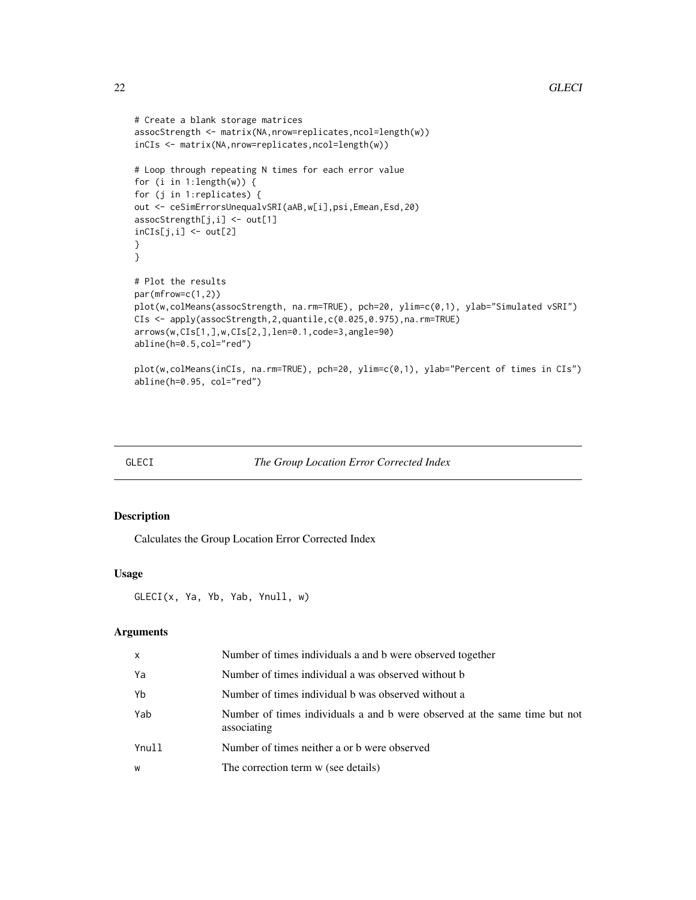```
# Create a blank storage matrices
assocStrength <- matrix(NA,nrow=replicates,ncol=length(w))
inCIs <- matrix(NA,nrow=replicates,ncol=length(w))

# Loop through repeating N times for each error value
for (i in 1:length(w)) {
for (j in 1:replicates) {
out <- ceSimErrorsUnequalvSRI(aAB,w[i],psi,Emean,Esd,20)
assocStrength[j,i] <- out[1]
inCIs[j,i] <- out[2]
}
}

# Plot the results
par(mfrow=c(1,2))
plot(w,colMeans(assocStrength, na.rm=TRUE), pch=20, ylim=c(0,1), ylab="Simulated vSRI")
CIs <- apply(assocStrength,2,quantile,c(0.025,0.975),na.rm=TRUE)
arrows(w,CIs[1,],w,CIs[2,],len=0.1,code=3,angle=90)
abline(h=0.5,col="red")

plot(w,colMeans(inCIs, na.rm=TRUE), pch=20, ylim=c(0,1), ylab="Percent of times in CIs")
abline(h=0.95, col="red")
```

## GLECI — *The Group Location Error Corrected Index*

### Description

Calculates the Group Location Error Corrected Index

### Usage

```
GLECI(x, Ya, Yb, Yab, Ynull, w)
```

### Arguments

| | |
|---|---|
| `x` | Number of times individuals a and b were observed together |
| `Ya` | Number of times individual a was observed without b |
| `Yb` | Number of times individual b was observed without a |
| `Yab` | Number of times individuals a and b were observed at the same time but not associating |
| `Ynull` | Number of times neither a or b were observed |
| `w` | The correction term w (see details) |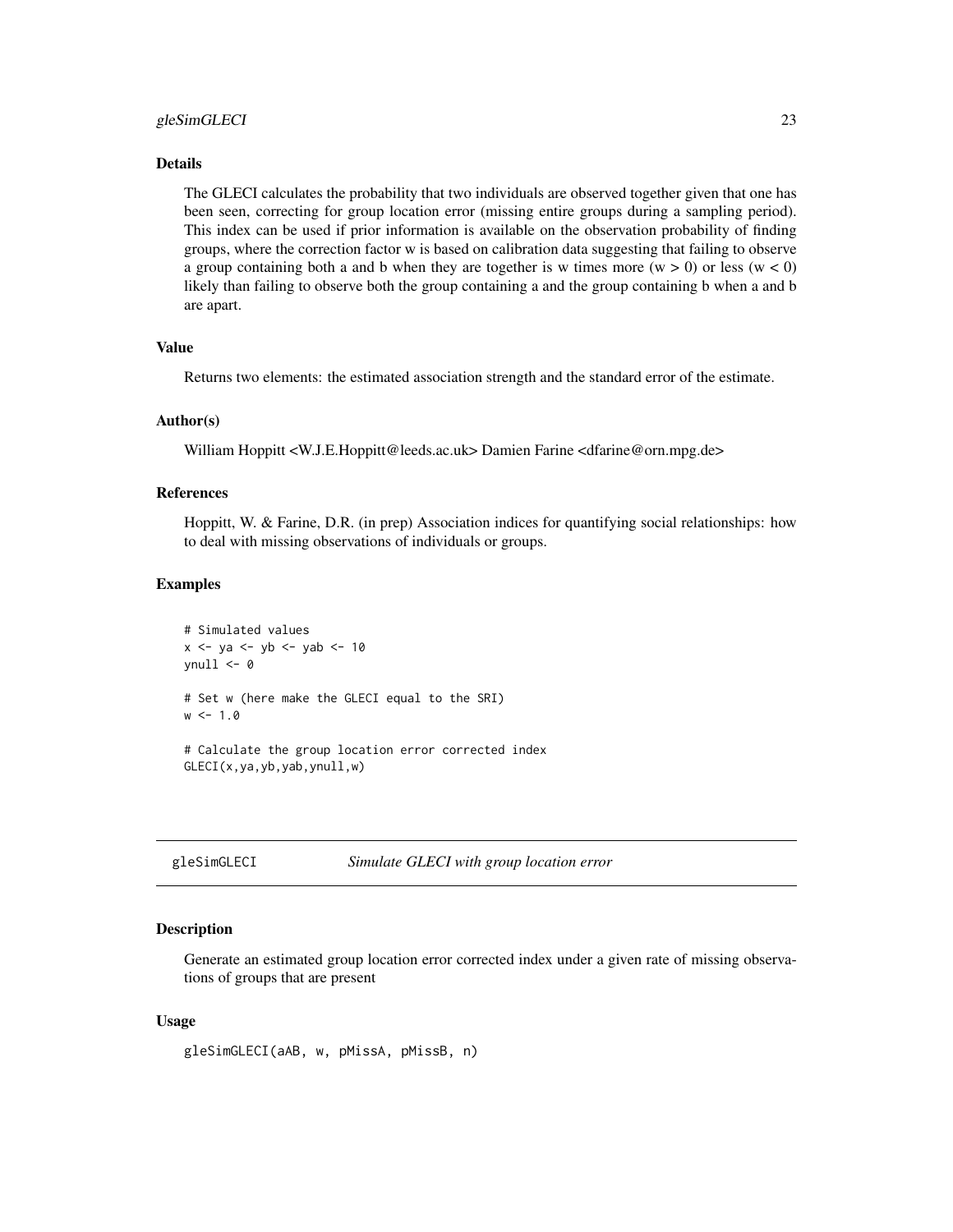### Details

The GLECI calculates the probability that two individuals are observed together given that one has been seen, correcting for group location error (missing entire groups during a sampling period). This index can be used if prior information is available on the observation probability of finding groups, where the correction factor w is based on calibration data suggesting that failing to observe a group containing both a and b when they are together is w times more (w > 0) or less (w < 0) likely than failing to observe both the group containing a and the group containing b when a and b are apart.

### Value

Returns two elements: the estimated association strength and the standard error of the estimate.

### Author(s)

William Hoppitt <W.J.E.Hoppitt@leeds.ac.uk> Damien Farine <dfarine@orn.mpg.de>

### References

Hoppitt, W. & Farine, D.R. (in prep) Association indices for quantifying social relationships: how to deal with missing observations of individuals or groups.

### Examples

```
# Simulated values
x <- ya <- yb <- yab <- 10
ynull <- 0

# Set w (here make the GLECI equal to the SRI)
w <- 1.0

# Calculate the group location error corrected index
GLECI(x,ya,yb,yab,ynull,w)
```

---

## gleSimGLECI — *Simulate GLECI with group location error*

### Description

Generate an estimated group location error corrected index under a given rate of missing observations of groups that are present

### Usage

```
gleSimGLECI(aAB, w, pMissA, pMissB, n)
```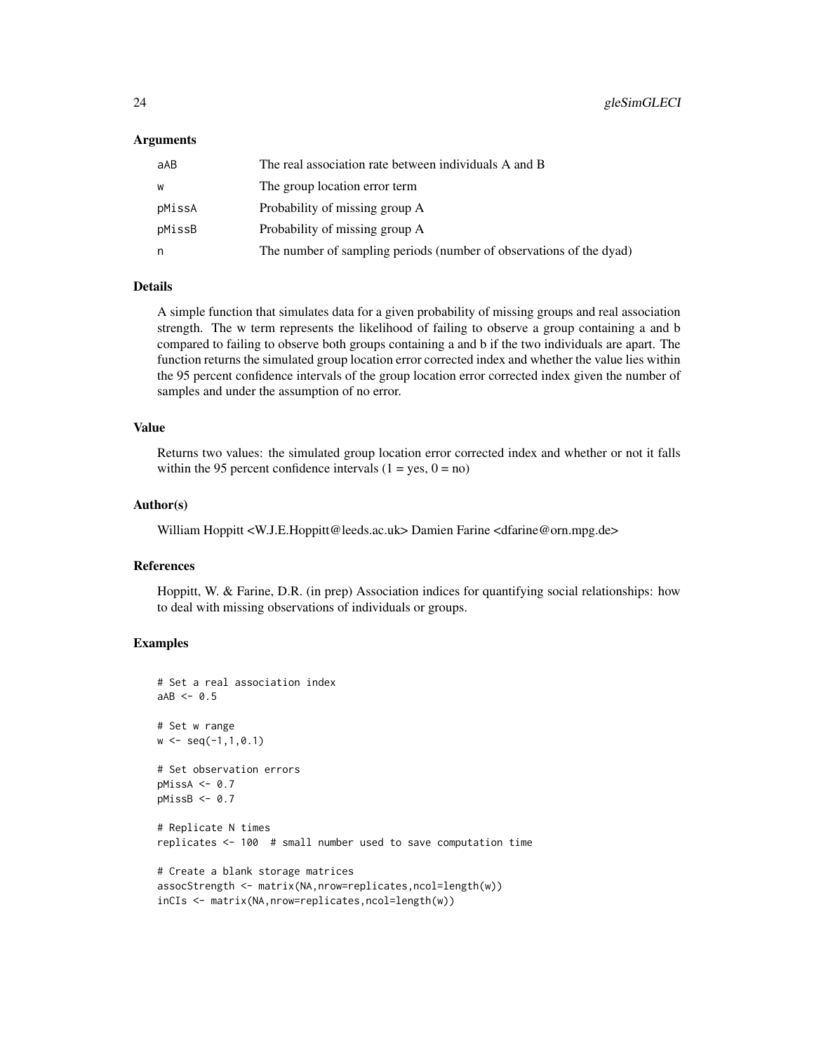### Arguments

| | |
|---|---|
| aAB | The real association rate between individuals A and B |
| w | The group location error term |
| pMissA | Probability of missing group A |
| pMissB | Probability of missing group A |
| n | The number of sampling periods (number of observations of the dyad) |

### Details

A simple function that simulates data for a given probability of missing groups and real association strength. The w term represents the likelihood of failing to observe a group containing a and b compared to failing to observe both groups containing a and b if the two individuals are apart. The function returns the simulated group location error corrected index and whether the value lies within the 95 percent confidence intervals of the group location error corrected index given the number of samples and under the assumption of no error.

### Value

Returns two values: the simulated group location error corrected index and whether or not it falls within the 95 percent confidence intervals (1 = yes, 0 = no)

### Author(s)

William Hoppitt <W.J.E.Hoppitt@leeds.ac.uk> Damien Farine <dfarine@orn.mpg.de>

### References

Hoppitt, W. & Farine, D.R. (in prep) Association indices for quantifying social relationships: how to deal with missing observations of individuals or groups.

### Examples

```
# Set a real association index
aAB <- 0.5

# Set w range
w <- seq(-1,1,0.1)

# Set observation errors
pMissA <- 0.7
pMissB <- 0.7

# Replicate N times
replicates <- 100  # small number used to save computation time

# Create a blank storage matrices
assocStrength <- matrix(NA,nrow=replicates,ncol=length(w))
inCIs <- matrix(NA,nrow=replicates,ncol=length(w))
```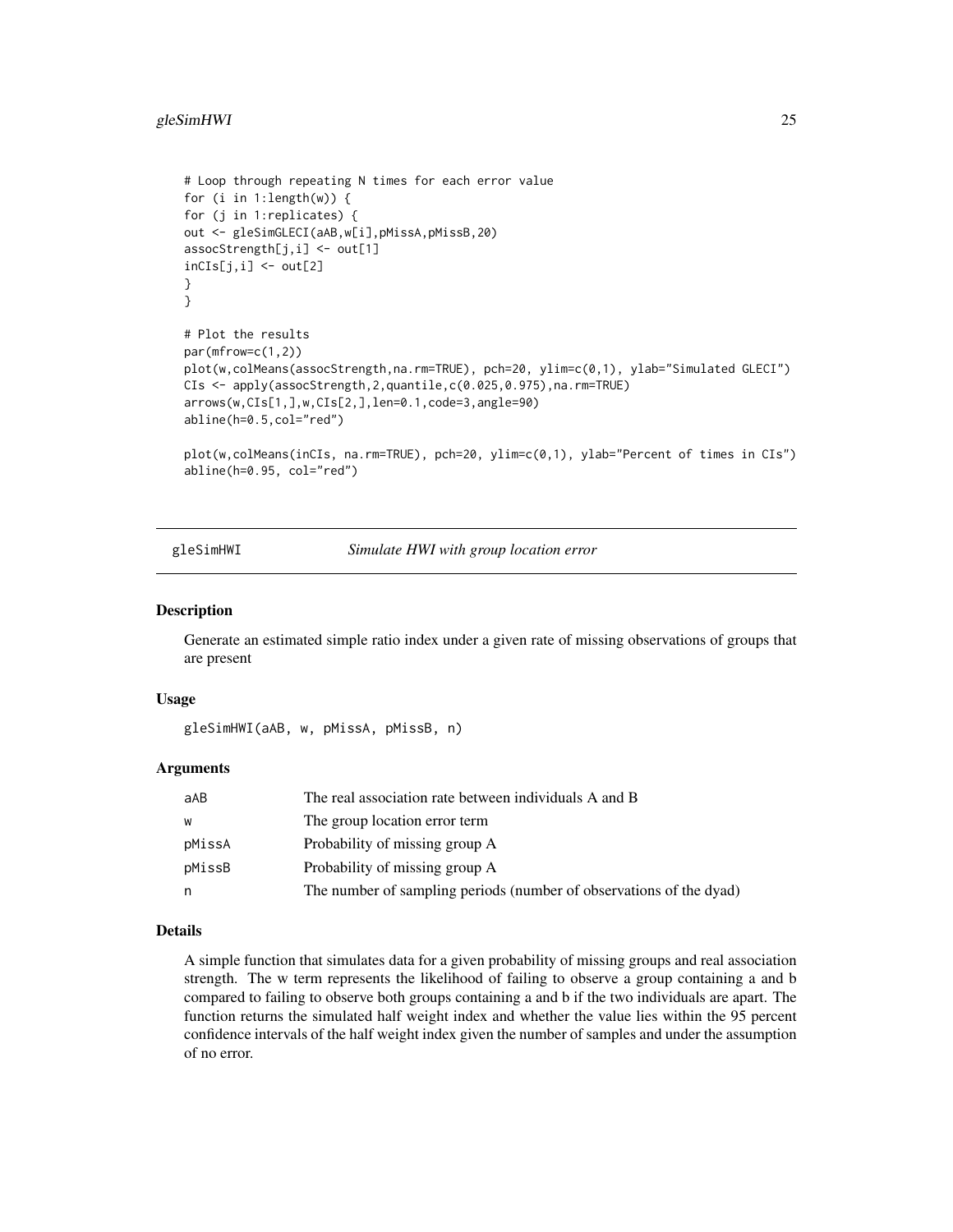```
# Loop through repeating N times for each error value
for (i in 1:length(w)) {
for (j in 1:replicates) {
out <- gleSimGLECI(aAB,w[i],pMissA,pMissB,20)
assocStrength[j,i] <- out[1]
inCIs[j,i] <- out[2]
}
}

# Plot the results
par(mfrow=c(1,2))
plot(w,colMeans(assocStrength,na.rm=TRUE), pch=20, ylim=c(0,1), ylab="Simulated GLECI")
CIs <- apply(assocStrength,2,quantile,c(0.025,0.975),na.rm=TRUE)
arrows(w,CIs[1,],w,CIs[2,],len=0.1,code=3,angle=90)
abline(h=0.5,col="red")

plot(w,colMeans(inCIs, na.rm=TRUE), pch=20, ylim=c(0,1), ylab="Percent of times in CIs")
abline(h=0.95, col="red")
```

## gleSimHWI — *Simulate HWI with group location error*

### Description

Generate an estimated simple ratio index under a given rate of missing observations of groups that are present

### Usage

```
gleSimHWI(aAB, w, pMissA, pMissB, n)
```

### Arguments

| | |
|---|---|
| aAB | The real association rate between individuals A and B |
| w | The group location error term |
| pMissA | Probability of missing group A |
| pMissB | Probability of missing group A |
| n | The number of sampling periods (number of observations of the dyad) |

### Details

A simple function that simulates data for a given probability of missing groups and real association strength. The w term represents the likelihood of failing to observe a group containing a and b compared to failing to observe both groups containing a and b if the two individuals are apart. The function returns the simulated half weight index and whether the value lies within the 95 percent confidence intervals of the half weight index given the number of samples and under the assumption of no error.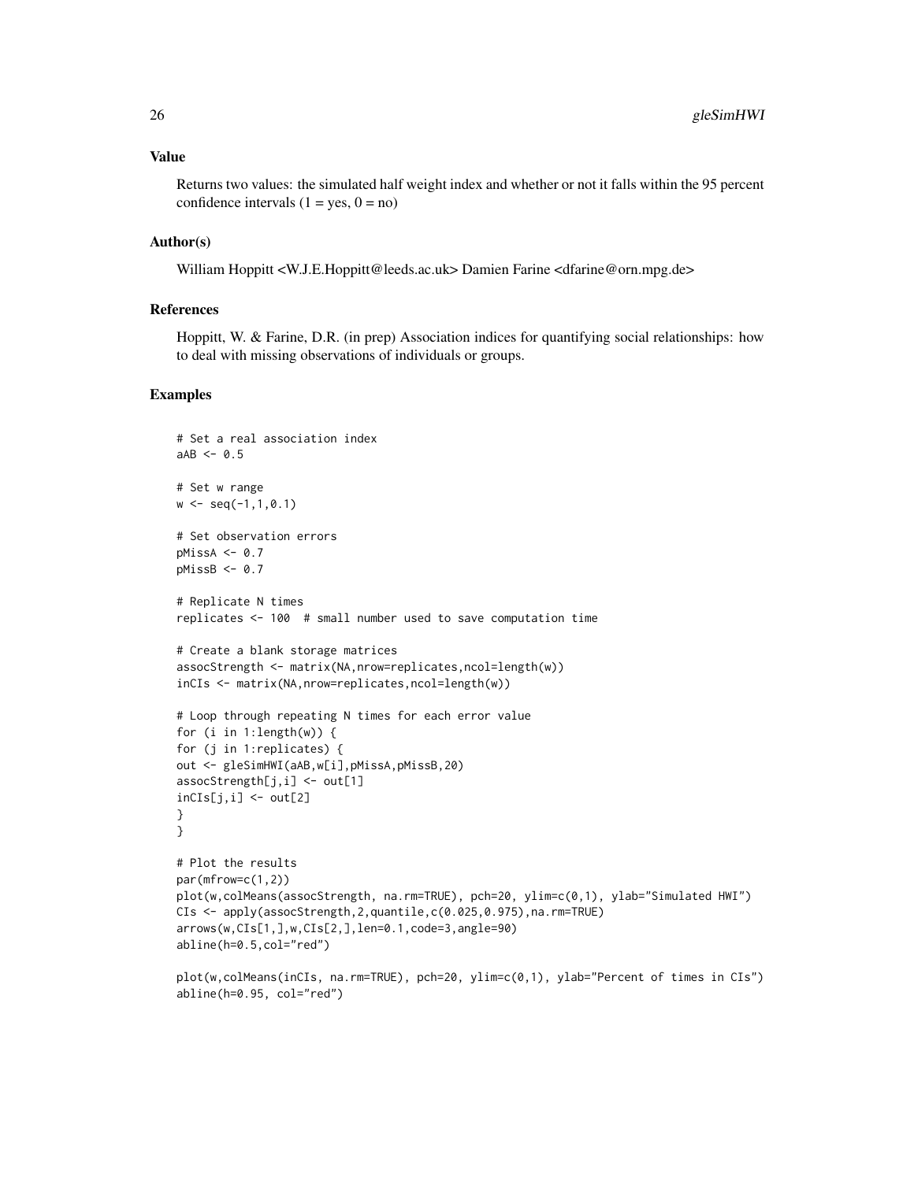## Value

Returns two values: the simulated half weight index and whether or not it falls within the 95 percent confidence intervals (1 = yes, 0 = no)

## Author(s)

William Hoppitt <W.J.E.Hoppitt@leeds.ac.uk> Damien Farine <dfarine@orn.mpg.de>

## References

Hoppitt, W. & Farine, D.R. (in prep) Association indices for quantifying social relationships: how to deal with missing observations of individuals or groups.

## Examples

```
# Set a real association index
aAB <- 0.5

# Set w range
w <- seq(-1,1,0.1)

# Set observation errors
pMissA <- 0.7
pMissB <- 0.7

# Replicate N times
replicates <- 100  # small number used to save computation time

# Create a blank storage matrices
assocStrength <- matrix(NA,nrow=replicates,ncol=length(w))
inCIs <- matrix(NA,nrow=replicates,ncol=length(w))

# Loop through repeating N times for each error value
for (i in 1:length(w)) {
for (j in 1:replicates) {
out <- gleSimHWI(aAB,w[i],pMissA,pMissB,20)
assocStrength[j,i] <- out[1]
inCIs[j,i] <- out[2]
}
}

# Plot the results
par(mfrow=c(1,2))
plot(w,colMeans(assocStrength, na.rm=TRUE), pch=20, ylim=c(0,1), ylab="Simulated HWI")
CIs <- apply(assocStrength,2,quantile,c(0.025,0.975),na.rm=TRUE)
arrows(w,CIs[1,],w,CIs[2,],len=0.1,code=3,angle=90)
abline(h=0.5,col="red")

plot(w,colMeans(inCIs, na.rm=TRUE), pch=20, ylim=c(0,1), ylab="Percent of times in CIs")
abline(h=0.95, col="red")
```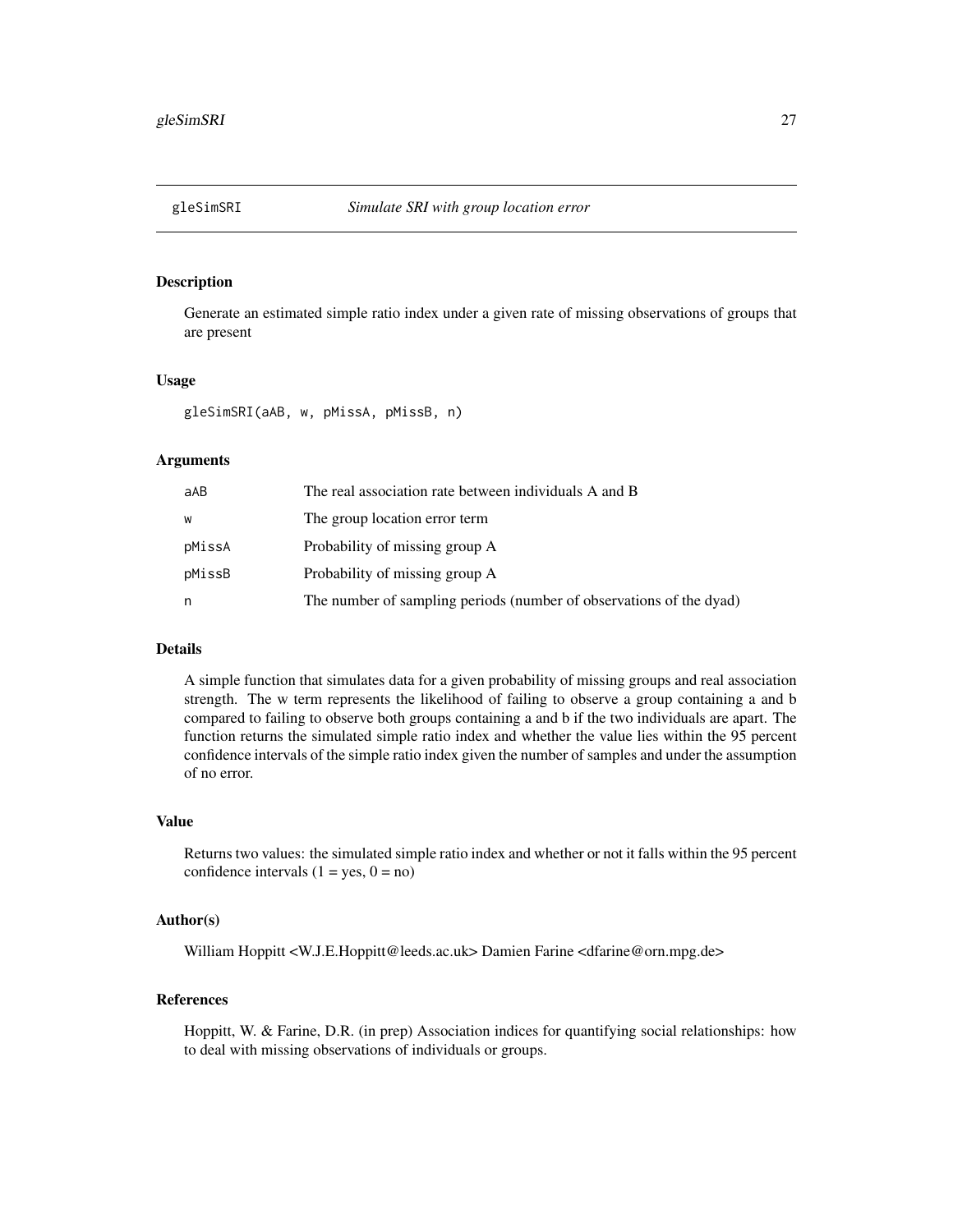gleSimSRI *Simulate SRI with group location error*

## Description

Generate an estimated simple ratio index under a given rate of missing observations of groups that are present

## Usage

```
gleSimSRI(aAB, w, pMissA, pMissB, n)
```

## Arguments

| | |
|---|---|
| aAB | The real association rate between individuals A and B |
| w | The group location error term |
| pMissA | Probability of missing group A |
| pMissB | Probability of missing group A |
| n | The number of sampling periods (number of observations of the dyad) |

## Details

A simple function that simulates data for a given probability of missing groups and real association strength. The w term represents the likelihood of failing to observe a group containing a and b compared to failing to observe both groups containing a and b if the two individuals are apart. The function returns the simulated simple ratio index and whether the value lies within the 95 percent confidence intervals of the simple ratio index given the number of samples and under the assumption of no error.

## Value

Returns two values: the simulated simple ratio index and whether or not it falls within the 95 percent confidence intervals (1 = yes, 0 = no)

## Author(s)

William Hoppitt <W.J.E.Hoppitt@leeds.ac.uk> Damien Farine <dfarine@orn.mpg.de>

## References

Hoppitt, W. & Farine, D.R. (in prep) Association indices for quantifying social relationships: how to deal with missing observations of individuals or groups.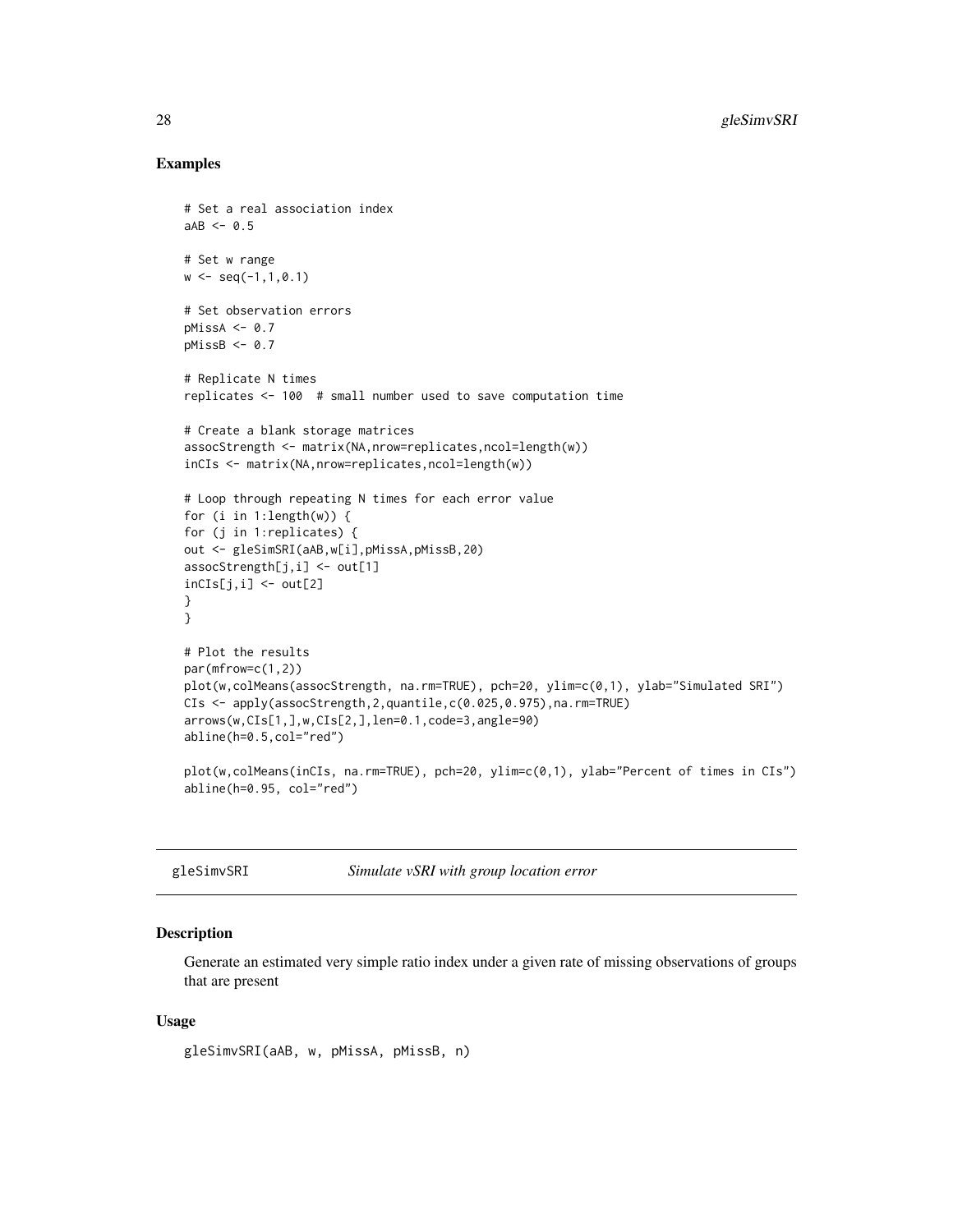## Examples

```
# Set a real association index
aAB <- 0.5

# Set w range
w <- seq(-1,1,0.1)

# Set observation errors
pMissA <- 0.7
pMissB <- 0.7

# Replicate N times
replicates <- 100  # small number used to save computation time

# Create a blank storage matrices
assocStrength <- matrix(NA,nrow=replicates,ncol=length(w))
inCIs <- matrix(NA,nrow=replicates,ncol=length(w))

# Loop through repeating N times for each error value
for (i in 1:length(w)) {
for (j in 1:replicates) {
out <- gleSimSRI(aAB,w[i],pMissA,pMissB,20)
assocStrength[j,i] <- out[1]
inCIs[j,i] <- out[2]
}
}

# Plot the results
par(mfrow=c(1,2))
plot(w,colMeans(assocStrength, na.rm=TRUE), pch=20, ylim=c(0,1), ylab="Simulated SRI")
CIs <- apply(assocStrength,2,quantile,c(0.025,0.975),na.rm=TRUE)
arrows(w,CIs[1,],w,CIs[2,],len=0.1,code=3,angle=90)
abline(h=0.5,col="red")

plot(w,colMeans(inCIs, na.rm=TRUE), pch=20, ylim=c(0,1), ylab="Percent of times in CIs")
abline(h=0.95, col="red")
```

---

# gleSimvSRI — *Simulate vSRI with group location error*

## Description

Generate an estimated very simple ratio index under a given rate of missing observations of groups that are present

## Usage

```
gleSimvSRI(aAB, w, pMissA, pMissB, n)
```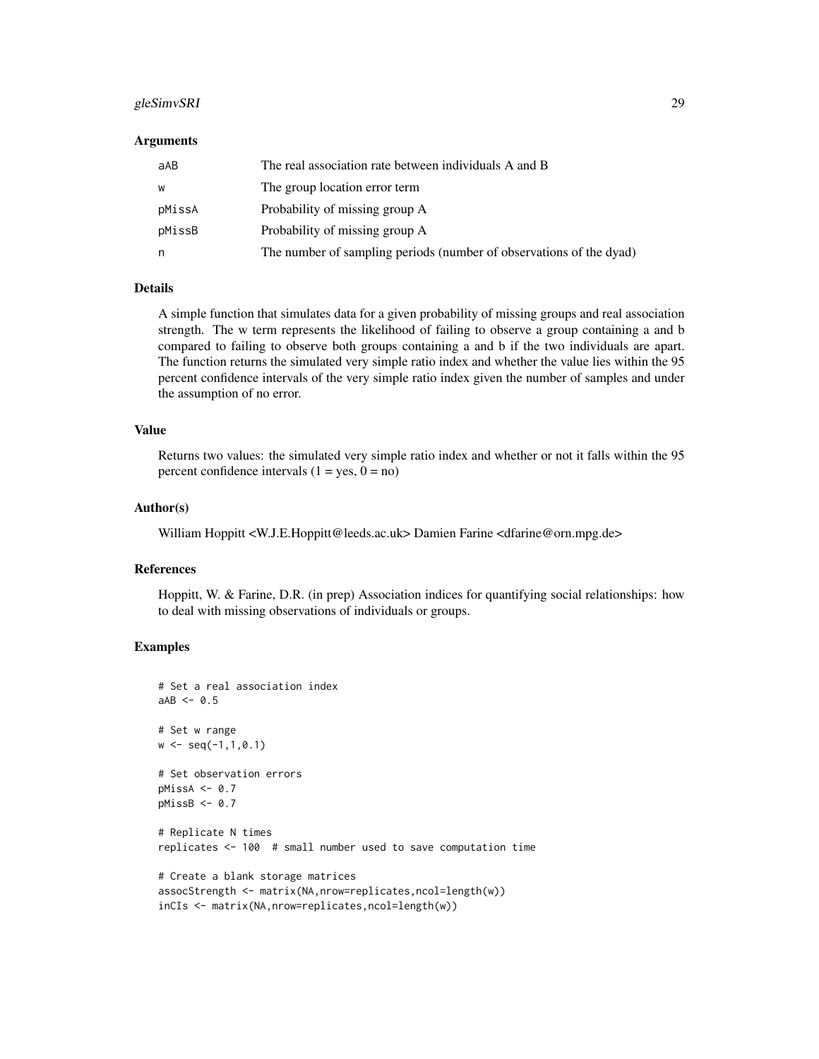### Arguments

| | |
|---|---|
| aAB | The real association rate between individuals A and B |
| w | The group location error term |
| pMissA | Probability of missing group A |
| pMissB | Probability of missing group A |
| n | The number of sampling periods (number of observations of the dyad) |

### Details

A simple function that simulates data for a given probability of missing groups and real association strength. The w term represents the likelihood of failing to observe a group containing a and b compared to failing to observe both groups containing a and b if the two individuals are apart. The function returns the simulated very simple ratio index and whether the value lies within the 95 percent confidence intervals of the very simple ratio index given the number of samples and under the assumption of no error.

### Value

Returns two values: the simulated very simple ratio index and whether or not it falls within the 95 percent confidence intervals (1 = yes, 0 = no)

### Author(s)

William Hoppitt <W.J.E.Hoppitt@leeds.ac.uk> Damien Farine <dfarine@orn.mpg.de>

### References

Hoppitt, W. & Farine, D.R. (in prep) Association indices for quantifying social relationships: how to deal with missing observations of individuals or groups.

### Examples

```
# Set a real association index
aAB <- 0.5

# Set w range
w <- seq(-1,1,0.1)

# Set observation errors
pMissA <- 0.7
pMissB <- 0.7

# Replicate N times
replicates <- 100  # small number used to save computation time

# Create a blank storage matrices
assocStrength <- matrix(NA,nrow=replicates,ncol=length(w))
inCIs <- matrix(NA,nrow=replicates,ncol=length(w))
```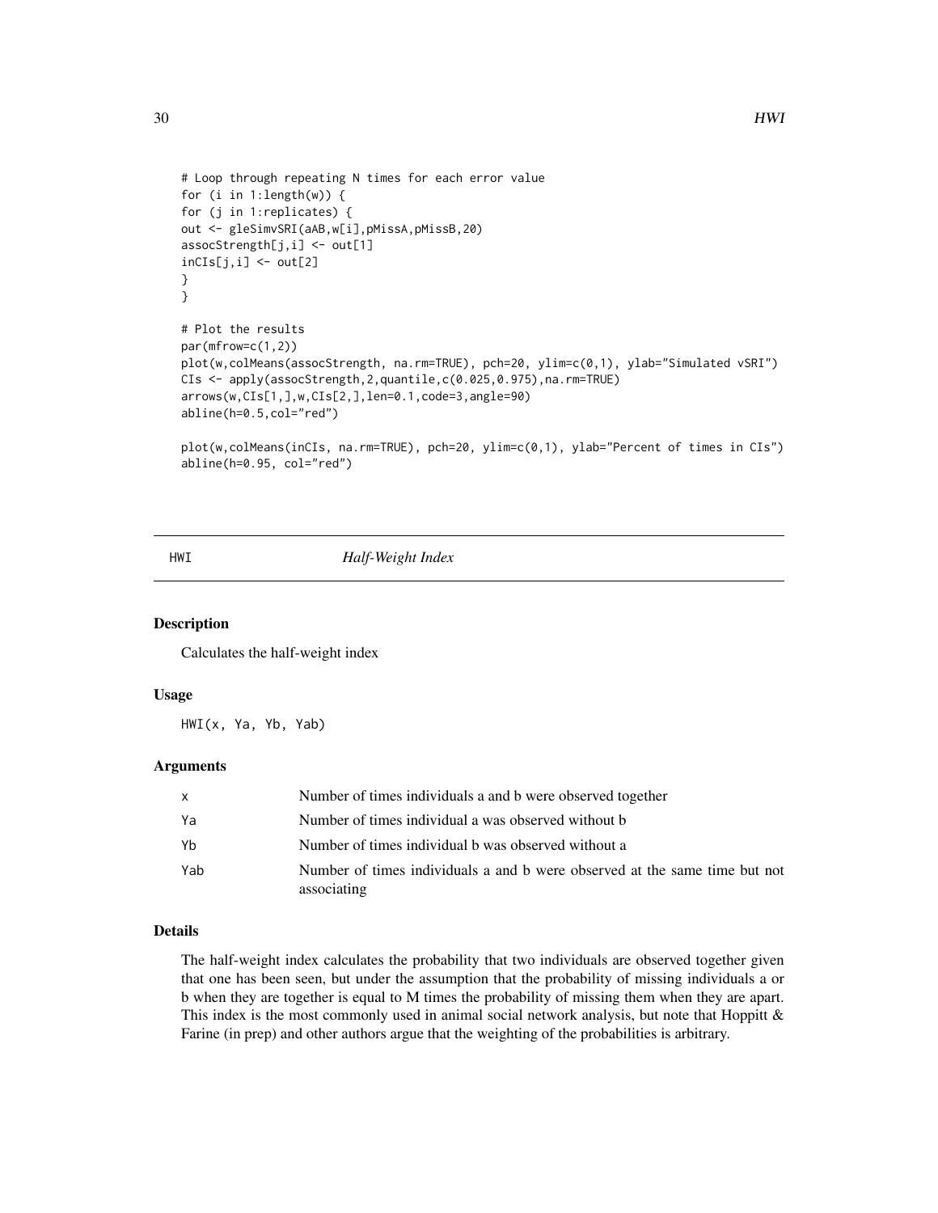```
# Loop through repeating N times for each error value
for (i in 1:length(w)) {
for (j in 1:replicates) {
out <- gleSimvSRI(aAB,w[i],pMissA,pMissB,20)
assocStrength[j,i] <- out[1]
inCIs[j,i] <- out[2]
}
}

# Plot the results
par(mfrow=c(1,2))
plot(w,colMeans(assocStrength, na.rm=TRUE), pch=20, ylim=c(0,1), ylab="Simulated vSRI")
CIs <- apply(assocStrength,2,quantile,c(0.025,0.975),na.rm=TRUE)
arrows(w,CIs[1,],w,CIs[2,],len=0.1,code=3,angle=90)
abline(h=0.5,col="red")

plot(w,colMeans(inCIs, na.rm=TRUE), pch=20, ylim=c(0,1), ylab="Percent of times in CIs")
abline(h=0.95, col="red")
```

## HWI — *Half-Weight Index*

### Description

Calculates the half-weight index

### Usage

```
HWI(x, Ya, Yb, Yab)
```

### Arguments

| | |
|---|---|
| x | Number of times individuals a and b were observed together |
| Ya | Number of times individual a was observed without b |
| Yb | Number of times individual b was observed without a |
| Yab | Number of times individuals a and b were observed at the same time but not associating |

### Details

The half-weight index calculates the probability that two individuals are observed together given that one has been seen, but under the assumption that the probability of missing individuals a or b when they are together is equal to M times the probability of missing them when they are apart. This index is the most commonly used in animal social network analysis, but note that Hoppitt & Farine (in prep) and other authors argue that the weighting of the probabilities is arbitrary.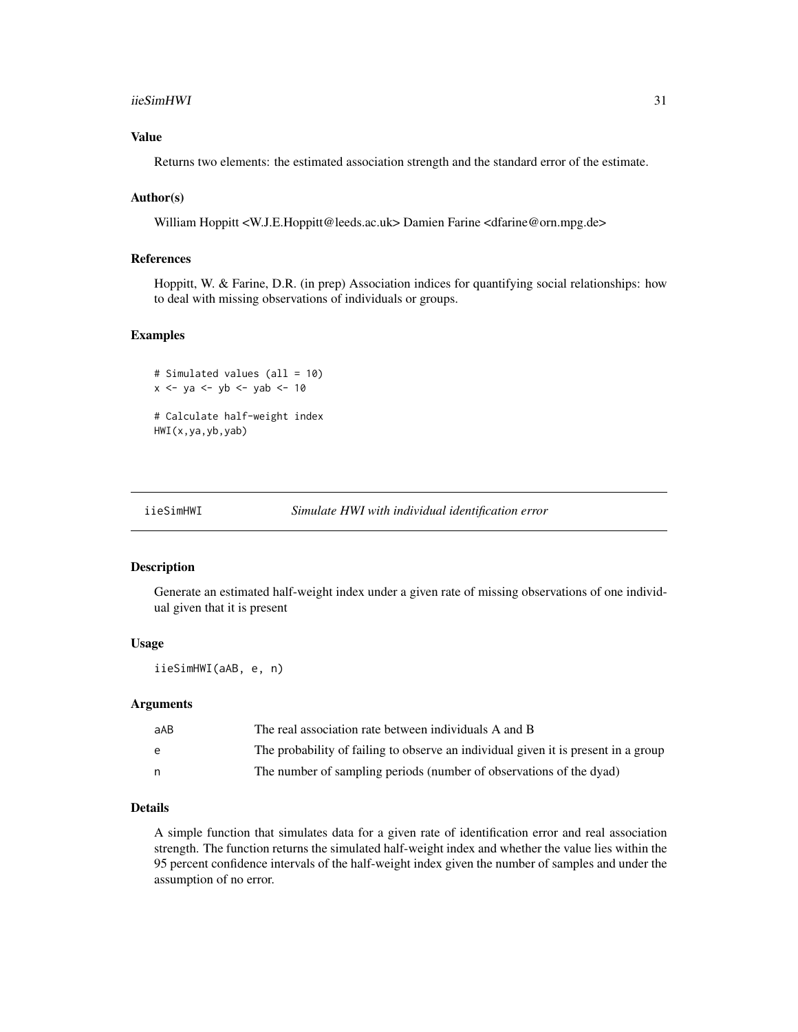### Value

Returns two elements: the estimated association strength and the standard error of the estimate.

### Author(s)

William Hoppitt <W.J.E.Hoppitt@leeds.ac.uk> Damien Farine <dfarine@orn.mpg.de>

### References

Hoppitt, W. & Farine, D.R. (in prep) Association indices for quantifying social relationships: how to deal with missing observations of individuals or groups.

### Examples

```
# Simulated values (all = 10)
x <- ya <- yb <- yab <- 10

# Calculate half-weight index
HWI(x,ya,yb,yab)
```

## iieSimHWI *Simulate HWI with individual identification error*

### Description

Generate an estimated half-weight index under a given rate of missing observations of one individual given that it is present

### Usage

```
iieSimHWI(aAB, e, n)
```

### Arguments

| | |
|---|---|
| aAB | The real association rate between individuals A and B |
| e | The probability of failing to observe an individual given it is present in a group |
| n | The number of sampling periods (number of observations of the dyad) |

### Details

A simple function that simulates data for a given rate of identification error and real association strength. The function returns the simulated half-weight index and whether the value lies within the 95 percent confidence intervals of the half-weight index given the number of samples and under the assumption of no error.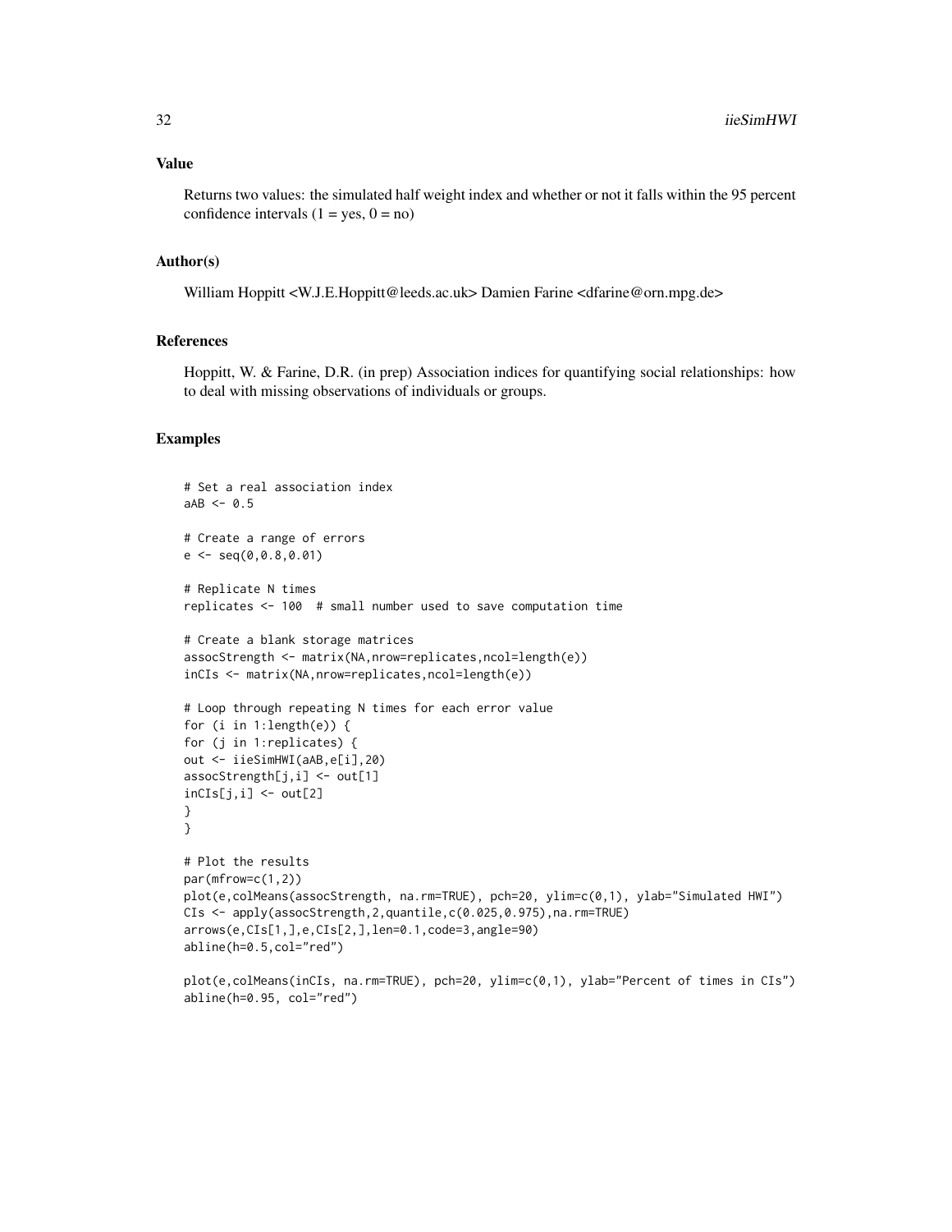## Value

Returns two values: the simulated half weight index and whether or not it falls within the 95 percent confidence intervals (1 = yes, 0 = no)

## Author(s)

William Hoppitt <W.J.E.Hoppitt@leeds.ac.uk> Damien Farine <dfarine@orn.mpg.de>

## References

Hoppitt, W. & Farine, D.R. (in prep) Association indices for quantifying social relationships: how to deal with missing observations of individuals or groups.

## Examples

```
# Set a real association index
aAB <- 0.5

# Create a range of errors
e <- seq(0,0.8,0.01)

# Replicate N times
replicates <- 100  # small number used to save computation time

# Create a blank storage matrices
assocStrength <- matrix(NA,nrow=replicates,ncol=length(e))
inCIs <- matrix(NA,nrow=replicates,ncol=length(e))

# Loop through repeating N times for each error value
for (i in 1:length(e)) {
for (j in 1:replicates) {
out <- iieSimHWI(aAB,e[i],20)
assocStrength[j,i] <- out[1]
inCIs[j,i] <- out[2]
}
}

# Plot the results
par(mfrow=c(1,2))
plot(e,colMeans(assocStrength, na.rm=TRUE), pch=20, ylim=c(0,1), ylab="Simulated HWI")
CIs <- apply(assocStrength,2,quantile,c(0.025,0.975),na.rm=TRUE)
arrows(e,CIs[1,],e,CIs[2,],len=0.1,code=3,angle=90)
abline(h=0.5,col="red")

plot(e,colMeans(inCIs, na.rm=TRUE), pch=20, ylim=c(0,1), ylab="Percent of times in CIs")
abline(h=0.95, col="red")
```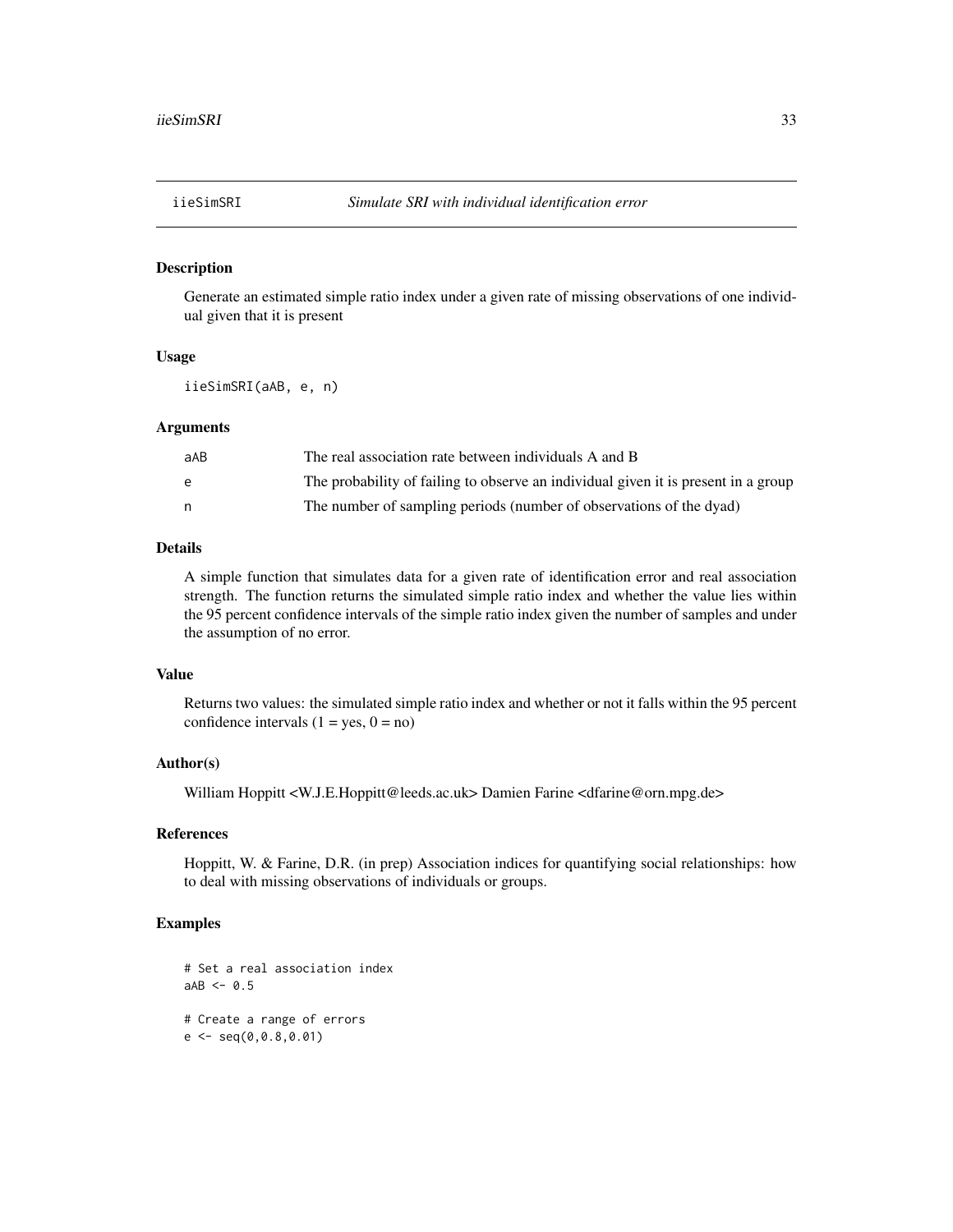## iieSimSRI — *Simulate SRI with individual identification error*

### Description

Generate an estimated simple ratio index under a given rate of missing observations of one individual given that it is present

### Usage

```
iieSimSRI(aAB, e, n)
```

### Arguments

| | |
|---|---|
| aAB | The real association rate between individuals A and B |
| e | The probability of failing to observe an individual given it is present in a group |
| n | The number of sampling periods (number of observations of the dyad) |

### Details

A simple function that simulates data for a given rate of identification error and real association strength. The function returns the simulated simple ratio index and whether the value lies within the 95 percent confidence intervals of the simple ratio index given the number of samples and under the assumption of no error.

### Value

Returns two values: the simulated simple ratio index and whether or not it falls within the 95 percent confidence intervals (1 = yes, 0 = no)

### Author(s)

William Hoppitt <W.J.E.Hoppitt@leeds.ac.uk> Damien Farine <dfarine@orn.mpg.de>

### References

Hoppitt, W. & Farine, D.R. (in prep) Association indices for quantifying social relationships: how to deal with missing observations of individuals or groups.

### Examples

```
# Set a real association index
aAB <- 0.5

# Create a range of errors
e <- seq(0,0.8,0.01)
```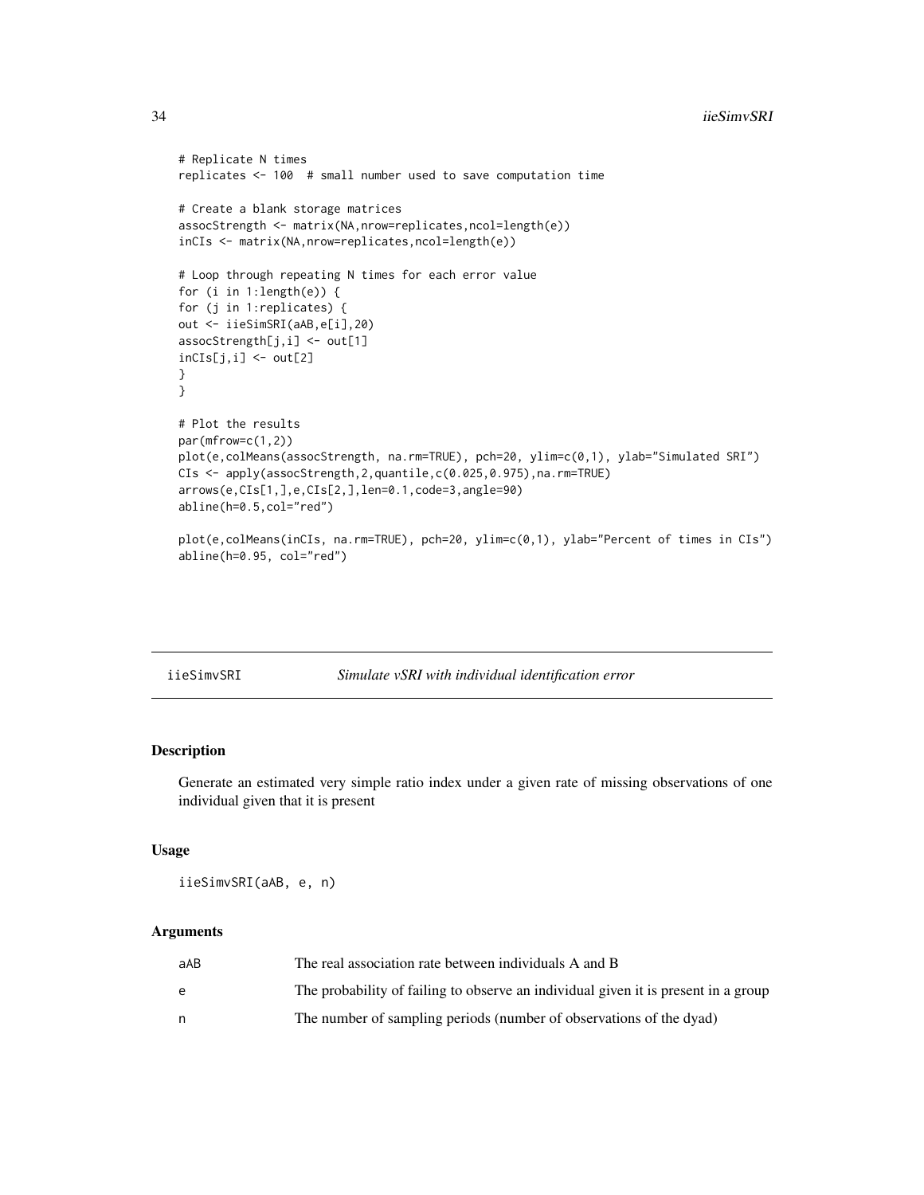```
# Replicate N times
replicates <- 100  # small number used to save computation time

# Create a blank storage matrices
assocStrength <- matrix(NA,nrow=replicates,ncol=length(e))
inCIs <- matrix(NA,nrow=replicates,ncol=length(e))

# Loop through repeating N times for each error value
for (i in 1:length(e)) {
for (j in 1:replicates) {
out <- iieSimSRI(aAB,e[i],20)
assocStrength[j,i] <- out[1]
inCIs[j,i] <- out[2]
}
}

# Plot the results
par(mfrow=c(1,2))
plot(e,colMeans(assocStrength, na.rm=TRUE), pch=20, ylim=c(0,1), ylab="Simulated SRI")
CIs <- apply(assocStrength,2,quantile,c(0.025,0.975),na.rm=TRUE)
arrows(e,CIs[1,],e,CIs[2,],len=0.1,code=3,angle=90)
abline(h=0.5,col="red")

plot(e,colMeans(inCIs, na.rm=TRUE), pch=20, ylim=c(0,1), ylab="Percent of times in CIs")
abline(h=0.95, col="red")
```

---

## iieSimvSRI *Simulate vSRI with individual identification error*

### Description

Generate an estimated very simple ratio index under a given rate of missing observations of one individual given that it is present

### Usage

```
iieSimvSRI(aAB, e, n)
```

### Arguments

| | |
|---|---|
| aAB | The real association rate between individuals A and B |
| e | The probability of failing to observe an individual given it is present in a group |
| n | The number of sampling periods (number of observations of the dyad) |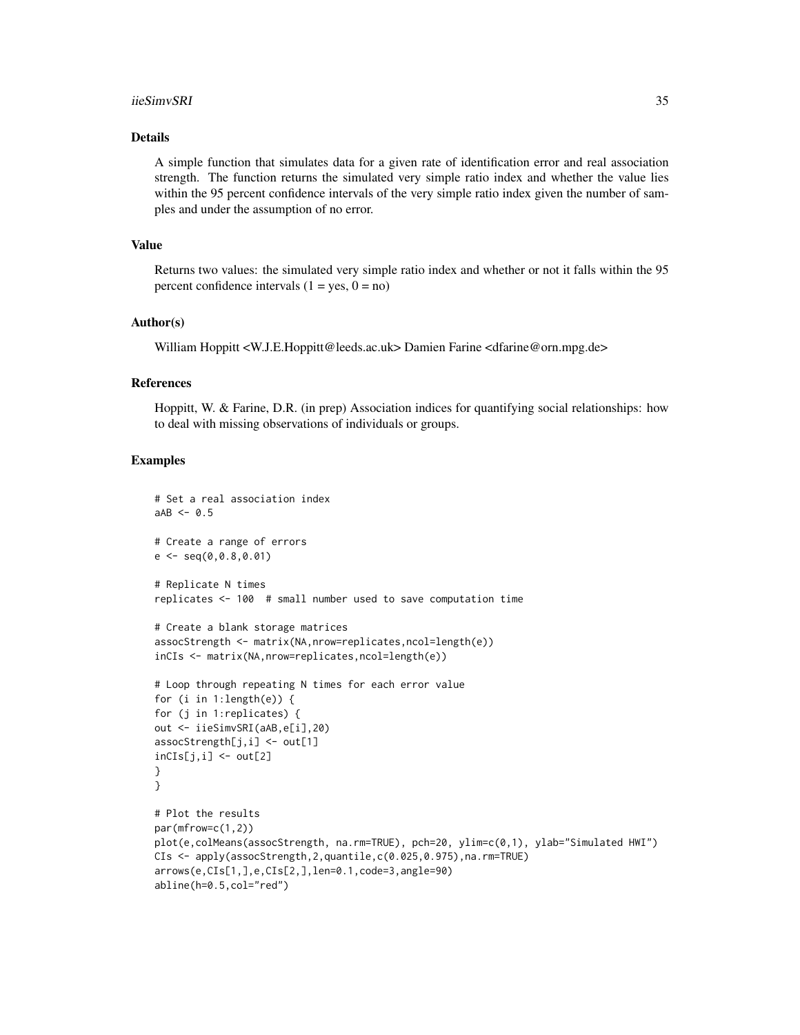## Details

A simple function that simulates data for a given rate of identification error and real association strength. The function returns the simulated very simple ratio index and whether the value lies within the 95 percent confidence intervals of the very simple ratio index given the number of samples and under the assumption of no error.

## Value

Returns two values: the simulated very simple ratio index and whether or not it falls within the 95 percent confidence intervals (1 = yes, 0 = no)

## Author(s)

William Hoppitt <W.J.E.Hoppitt@leeds.ac.uk> Damien Farine <dfarine@orn.mpg.de>

## References

Hoppitt, W. & Farine, D.R. (in prep) Association indices for quantifying social relationships: how to deal with missing observations of individuals or groups.

## Examples

```
# Set a real association index
aAB <- 0.5

# Create a range of errors
e <- seq(0,0.8,0.01)

# Replicate N times
replicates <- 100  # small number used to save computation time

# Create a blank storage matrices
assocStrength <- matrix(NA,nrow=replicates,ncol=length(e))
inCIs <- matrix(NA,nrow=replicates,ncol=length(e))

# Loop through repeating N times for each error value
for (i in 1:length(e)) {
for (j in 1:replicates) {
out <- iieSimvSRI(aAB,e[i],20)
assocStrength[j,i] <- out[1]
inCIs[j,i] <- out[2]
}
}

# Plot the results
par(mfrow=c(1,2))
plot(e,colMeans(assocStrength, na.rm=TRUE), pch=20, ylim=c(0,1), ylab="Simulated HWI")
CIs <- apply(assocStrength,2,quantile,c(0.025,0.975),na.rm=TRUE)
arrows(e,CIs[1,],e,CIs[2,],len=0.1,code=3,angle=90)
abline(h=0.5,col="red")
```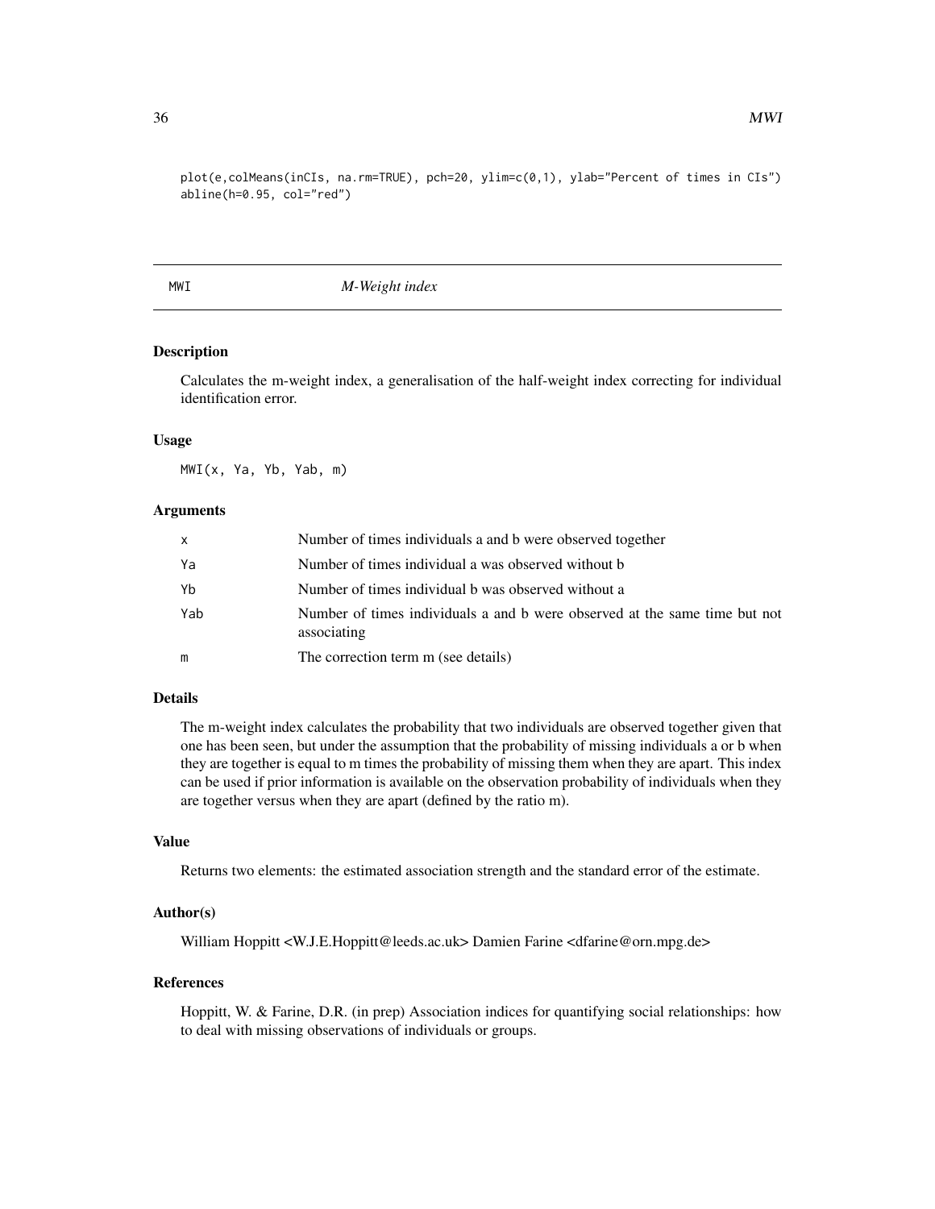```
plot(e,colMeans(inCIs, na.rm=TRUE), pch=20, ylim=c(0,1), ylab="Percent of times in CIs")
abline(h=0.95, col="red")
```

## MWI — *M-Weight index*

### Description

Calculates the m-weight index, a generalisation of the half-weight index correcting for individual identification error.

### Usage

```
MWI(x, Ya, Yb, Yab, m)
```

### Arguments

| | |
|---|---|
| x | Number of times individuals a and b were observed together |
| Ya | Number of times individual a was observed without b |
| Yb | Number of times individual b was observed without a |
| Yab | Number of times individuals a and b were observed at the same time but not associating |
| m | The correction term m (see details) |

### Details

The m-weight index calculates the probability that two individuals are observed together given that one has been seen, but under the assumption that the probability of missing individuals a or b when they are together is equal to m times the probability of missing them when they are apart. This index can be used if prior information is available on the observation probability of individuals when they are together versus when they are apart (defined by the ratio m).

### Value

Returns two elements: the estimated association strength and the standard error of the estimate.

### Author(s)

William Hoppitt <W.J.E.Hoppitt@leeds.ac.uk> Damien Farine <dfarine@orn.mpg.de>

### References

Hoppitt, W. & Farine, D.R. (in prep) Association indices for quantifying social relationships: how to deal with missing observations of individuals or groups.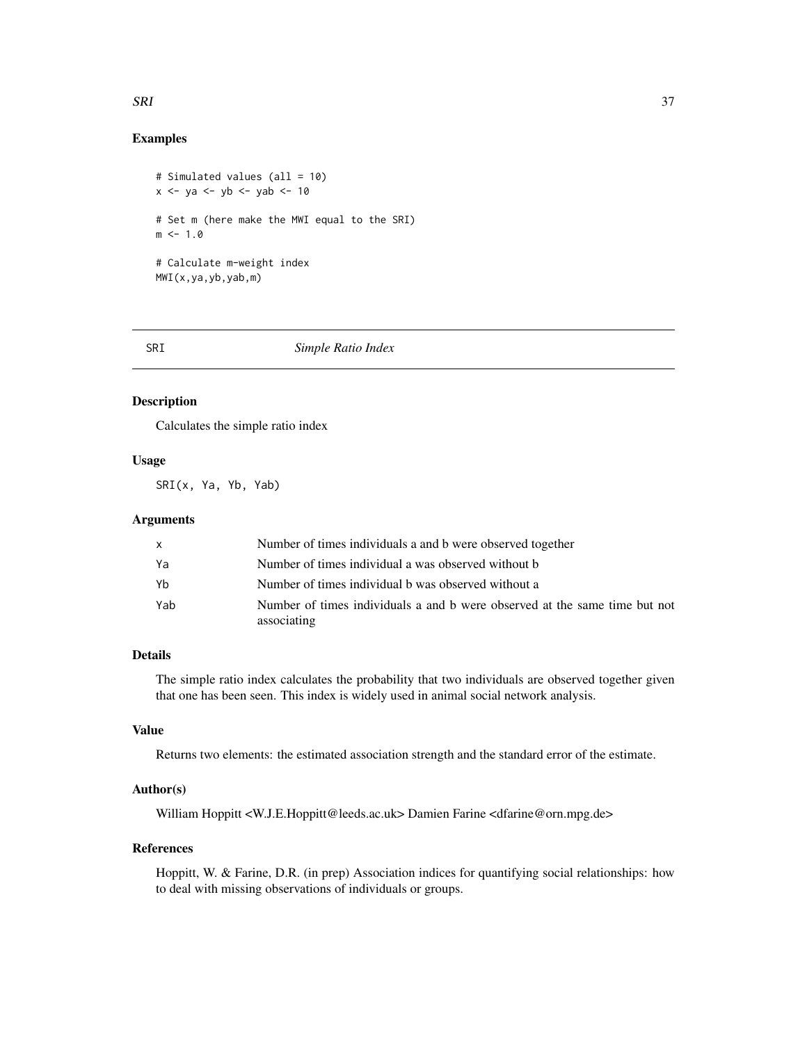## Examples

```
# Simulated values (all = 10)
x <- ya <- yb <- yab <- 10

# Set m (here make the MWI equal to the SRI)
m <- 1.0

# Calculate m-weight index
MWI(x,ya,yb,yab,m)
```

---

# SRI *Simple Ratio Index*

---

## Description

Calculates the simple ratio index

## Usage

```
SRI(x, Ya, Yb, Yab)
```

## Arguments

| | |
|---|---|
| x | Number of times individuals a and b were observed together |
| Ya | Number of times individual a was observed without b |
| Yb | Number of times individual b was observed without a |
| Yab | Number of times individuals a and b were observed at the same time but not associating |

## Details

The simple ratio index calculates the probability that two individuals are observed together given that one has been seen. This index is widely used in animal social network analysis.

## Value

Returns two elements: the estimated association strength and the standard error of the estimate.

## Author(s)

William Hoppitt <W.J.E.Hoppitt@leeds.ac.uk> Damien Farine <dfarine@orn.mpg.de>

## References

Hoppitt, W. & Farine, D.R. (in prep) Association indices for quantifying social relationships: how to deal with missing observations of individuals or groups.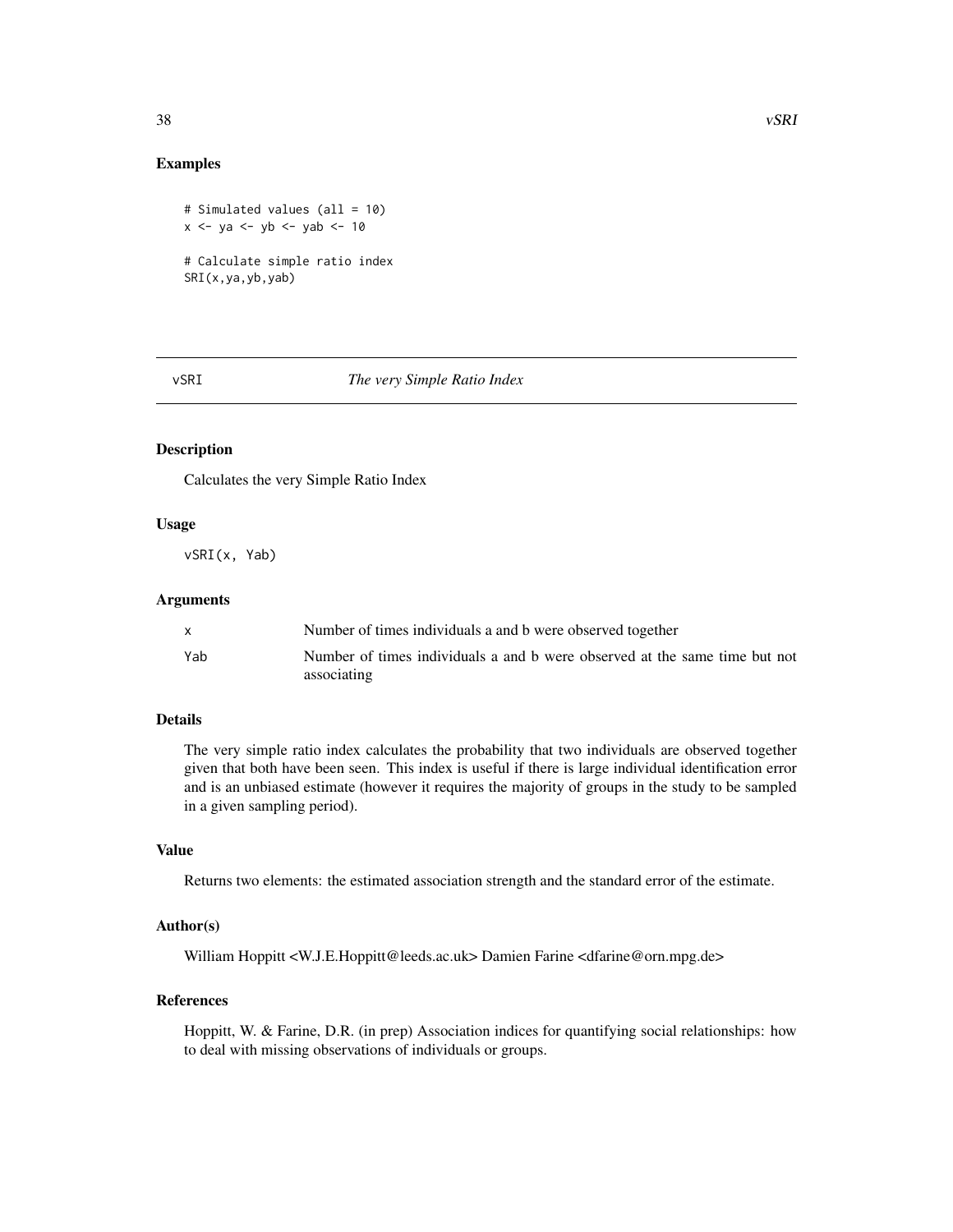## Examples

```
# Simulated values (all = 10)
x <- ya <- yb <- yab <- 10

# Calculate simple ratio index
SRI(x,ya,yb,yab)
```

---

# vSRI *The very Simple Ratio Index*

---

### Description

Calculates the very Simple Ratio Index

### Usage

```
vSRI(x, Yab)
```

### Arguments

| | |
|---|---|
| x | Number of times individuals a and b were observed together |
| Yab | Number of times individuals a and b were observed at the same time but not associating |

### Details

The very simple ratio index calculates the probability that two individuals are observed together given that both have been seen. This index is useful if there is large individual identification error and is an unbiased estimate (however it requires the majority of groups in the study to be sampled in a given sampling period).

### Value

Returns two elements: the estimated association strength and the standard error of the estimate.

### Author(s)

William Hoppitt <W.J.E.Hoppitt@leeds.ac.uk> Damien Farine <dfarine@orn.mpg.de>

### References

Hoppitt, W. & Farine, D.R. (in prep) Association indices for quantifying social relationships: how to deal with missing observations of individuals or groups.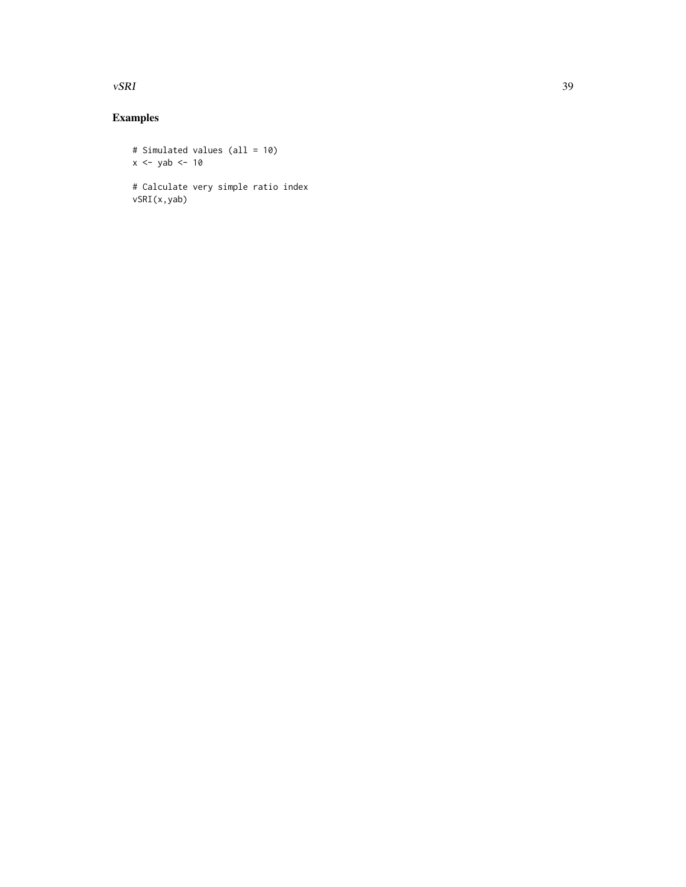## Examples

```
# Simulated values (all = 10)
x <- yab <- 10

# Calculate very simple ratio index
vSRI(x,yab)
```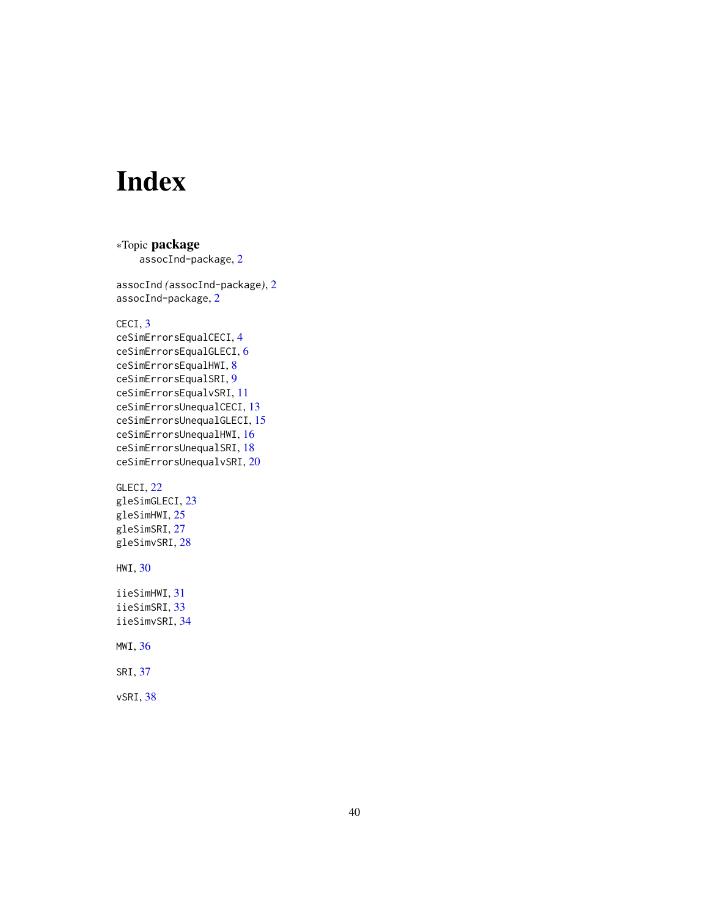# Index

∗Topic **package**

assocInd-package, 2

assocInd *(*assocInd-package*)*, 2
assocInd-package, 2

CECI, 3
ceSimErrorsEqualCECI, 4
ceSimErrorsEqualGLECI, 6
ceSimErrorsEqualHWI, 8
ceSimErrorsEqualSRI, 9
ceSimErrorsEqualvSRI, 11
ceSimErrorsUnequalCECI, 13
ceSimErrorsUnequalGLECI, 15
ceSimErrorsUnequalHWI, 16
ceSimErrorsUnequalSRI, 18
ceSimErrorsUnequalvSRI, 20

GLECI, 22
gleSimGLECI, 23
gleSimHWI, 25
gleSimSRI, 27
gleSimvSRI, 28

HWI, 30

iieSimHWI, 31
iieSimSRI, 33
iieSimvSRI, 34

MWI, 36

SRI, 37

vSRI, 38